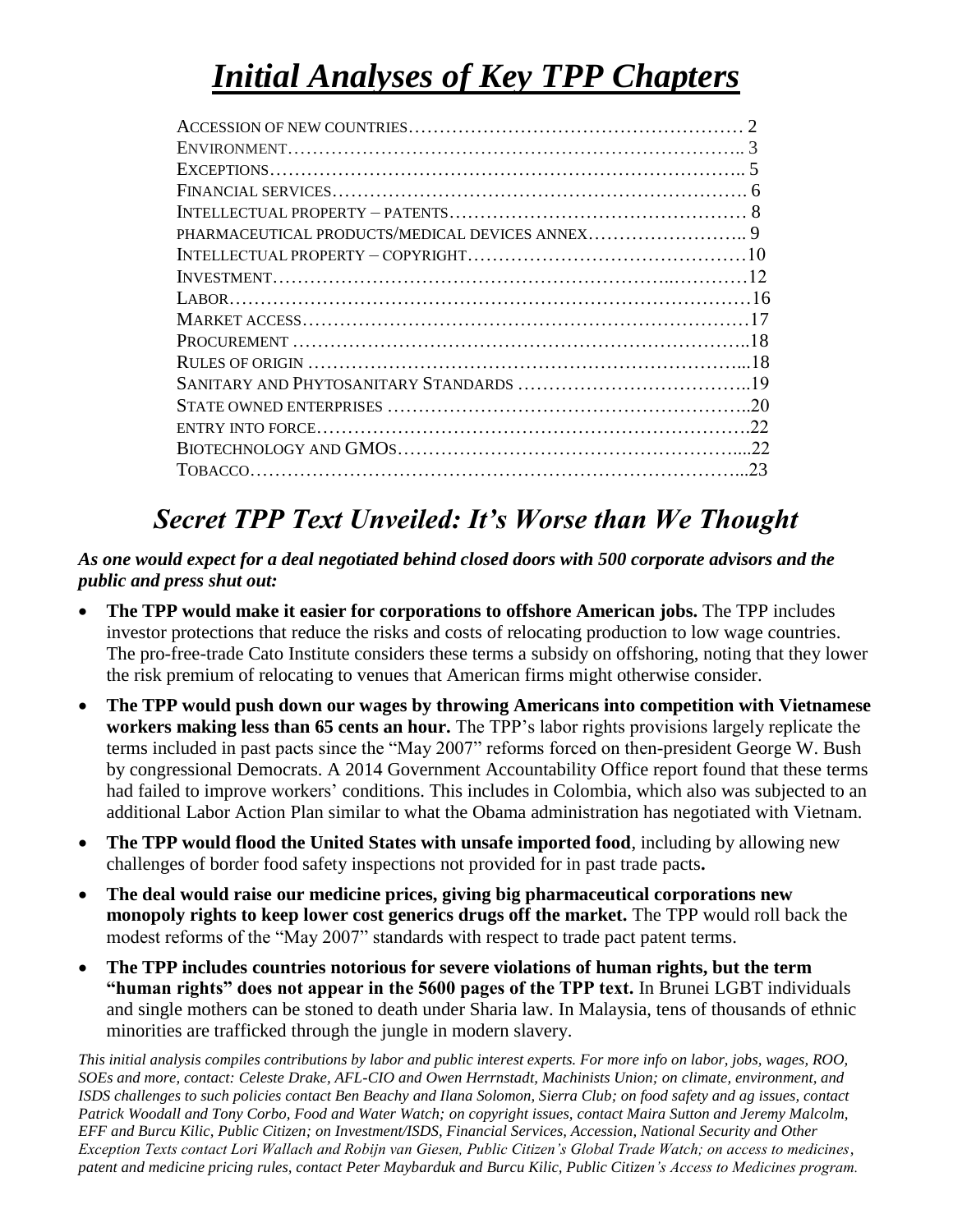# *Initial Analyses of Key TPP Chapters*

ACCESSION OF NEW COUNTRIES………………………………………………… 2
ENVIRONMENT……………………………………………………………….. 3
EXCEPTIONS……………………………………………………………….. 5
FINANCIAL SERVICES…………………………………………………………. 6
INTELLECTUAL PROPERTY – PATENTS………………………………………… 8
PHARMACEUTICAL PRODUCTS/MEDICAL DEVICES ANNEX…………………….. 9
INTELLECTUAL PROPERTY – COPYRIGHT………………………………………10
INVESTMENT…………………………………………………..………12
LABOR…………………………………………………………………16
MARKET ACCESS……………………………………………………………17
PROCUREMENT ……………………………………………………………..18
RULES OF ORIGIN ………………………………………………………...18
SANITARY AND PHYTOSANITARY STANDARDS ………………………………..19
STATE OWNED ENTERPRISES ……………………………………………..20
ENTRY INTO FORCE………………………………………………………….22
BIOTECHNOLOGY AND GMOS…………………………………………....22
TOBACCO…………………………………………………………………...23

## *Secret TPP Text Unveiled: It's Worse than We Thought*

***As one would expect for a deal negotiated behind closed doors with 500 corporate advisors and the public and press shut out:***

- **The TPP would make it easier for corporations to offshore American jobs.** The TPP includes investor protections that reduce the risks and costs of relocating production to low wage countries. The pro-free-trade Cato Institute considers these terms a subsidy on offshoring, noting that they lower the risk premium of relocating to venues that American firms might otherwise consider.
- **The TPP would push down our wages by throwing Americans into competition with Vietnamese workers making less than 65 cents an hour.** The TPP's labor rights provisions largely replicate the terms included in past pacts since the "May 2007" reforms forced on then-president George W. Bush by congressional Democrats. A 2014 Government Accountability Office report found that these terms had failed to improve workers' conditions. This includes in Colombia, which also was subjected to an additional Labor Action Plan similar to what the Obama administration has negotiated with Vietnam.
- **The TPP would flood the United States with unsafe imported food**, including by allowing new challenges of border food safety inspections not provided for in past trade pacts**.**
- **The deal would raise our medicine prices, giving big pharmaceutical corporations new monopoly rights to keep lower cost generics drugs off the market.** The TPP would roll back the modest reforms of the "May 2007" standards with respect to trade pact patent terms.
- **The TPP includes countries notorious for severe violations of human rights, but the term "human rights" does not appear in the 5600 pages of the TPP text.** In Brunei LGBT individuals and single mothers can be stoned to death under Sharia law. In Malaysia, tens of thousands of ethnic minorities are trafficked through the jungle in modern slavery.

*This initial analysis compiles contributions by labor and public interest experts. For more info on labor, jobs, wages, ROO, SOEs and more, contact: Celeste Drake, AFL-CIO and Owen Herrnstadt, Machinists Union; on climate, environment, and ISDS challenges to such policies contact Ben Beachy and Ilana Solomon, Sierra Club; on food safety and ag issues, contact Patrick Woodall and Tony Corbo, Food and Water Watch; on copyright issues, contact Maira Sutton and Jeremy Malcolm, EFF and Burcu Kilic, Public Citizen; on Investment/ISDS, Financial Services, Accession, National Security and Other Exception Texts contact Lori Wallach and Robijn van Giesen, Public Citizen's Global Trade Watch; on access to medicines, patent and medicine pricing rules, contact Peter Maybarduk and Burcu Kilic, Public Citizen's Access to Medicines program.*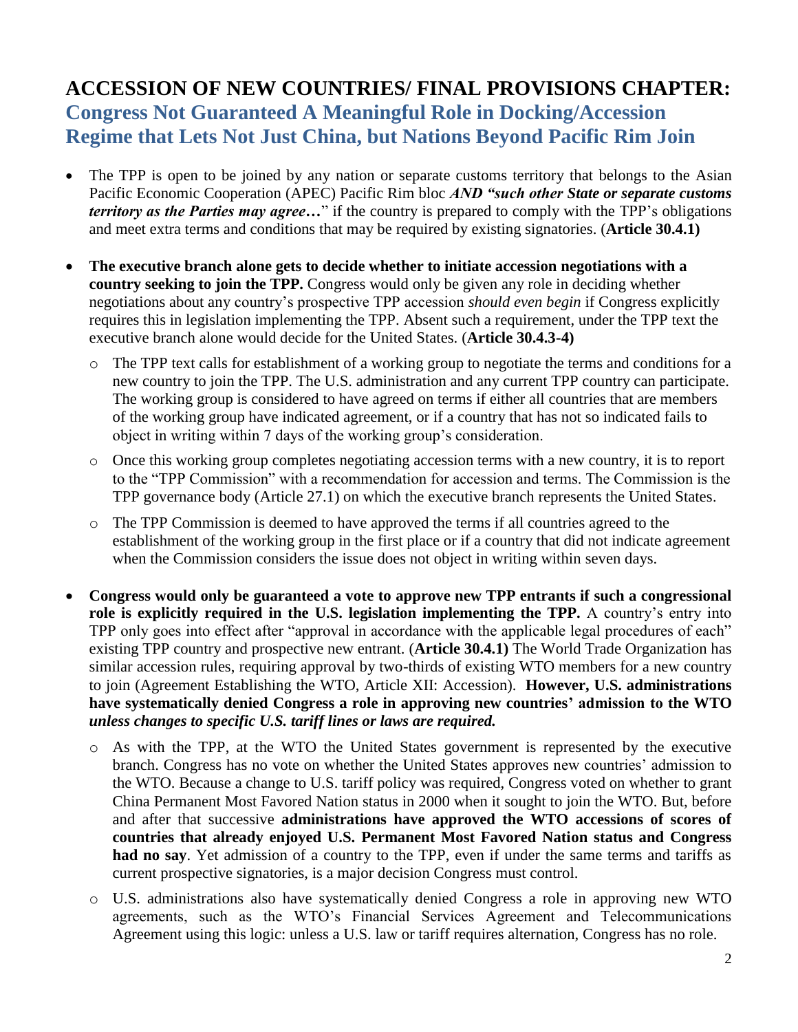## ACCESSION OF NEW COUNTRIES/ FINAL PROVISIONS CHAPTER:
### Congress Not Guaranteed A Meaningful Role in Docking/Accession Regime that Lets Not Just China, but Nations Beyond Pacific Rim Join

- The TPP is open to be joined by any nation or separate customs territory that belongs to the Asian Pacific Economic Cooperation (APEC) Pacific Rim bloc ***AND "such other State or separate customs territory as the Parties may agree…***" if the country is prepared to comply with the TPP's obligations and meet extra terms and conditions that may be required by existing signatories. (**Article 30.4.1)**

- **The executive branch alone gets to decide whether to initiate accession negotiations with a country seeking to join the TPP.** Congress would only be given any role in deciding whether negotiations about any country's prospective TPP accession *should even begin* if Congress explicitly requires this in legislation implementing the TPP. Absent such a requirement, under the TPP text the executive branch alone would decide for the United States. (**Article 30.4.3-4)**
  - The TPP text calls for establishment of a working group to negotiate the terms and conditions for a new country to join the TPP. The U.S. administration and any current TPP country can participate. The working group is considered to have agreed on terms if either all countries that are members of the working group have indicated agreement, or if a country that has not so indicated fails to object in writing within 7 days of the working group's consideration.
  - Once this working group completes negotiating accession terms with a new country, it is to report to the "TPP Commission" with a recommendation for accession and terms. The Commission is the TPP governance body (Article 27.1) on which the executive branch represents the United States.
  - The TPP Commission is deemed to have approved the terms if all countries agreed to the establishment of the working group in the first place or if a country that did not indicate agreement when the Commission considers the issue does not object in writing within seven days.

- **Congress would only be guaranteed a vote to approve new TPP entrants if such a congressional role is explicitly required in the U.S. legislation implementing the TPP.** A country's entry into TPP only goes into effect after "approval in accordance with the applicable legal procedures of each" existing TPP country and prospective new entrant. (**Article 30.4.1)** The World Trade Organization has similar accession rules, requiring approval by two-thirds of existing WTO members for a new country to join (Agreement Establishing the WTO, Article XII: Accession). **However, U.S. administrations have systematically denied Congress a role in approving new countries' admission to the WTO *unless changes to specific U.S. tariff lines or laws are required.***
  - As with the TPP, at the WTO the United States government is represented by the executive branch. Congress has no vote on whether the United States approves new countries' admission to the WTO. Because a change to U.S. tariff policy was required, Congress voted on whether to grant China Permanent Most Favored Nation status in 2000 when it sought to join the WTO. But, before and after that successive **administrations have approved the WTO accessions of scores of countries that already enjoyed U.S. Permanent Most Favored Nation status and Congress had no say**. Yet admission of a country to the TPP, even if under the same terms and tariffs as current prospective signatories, is a major decision Congress must control.
  - U.S. administrations also have systematically denied Congress a role in approving new WTO agreements, such as the WTO's Financial Services Agreement and Telecommunications Agreement using this logic: unless a U.S. law or tariff requires alternation, Congress has no role.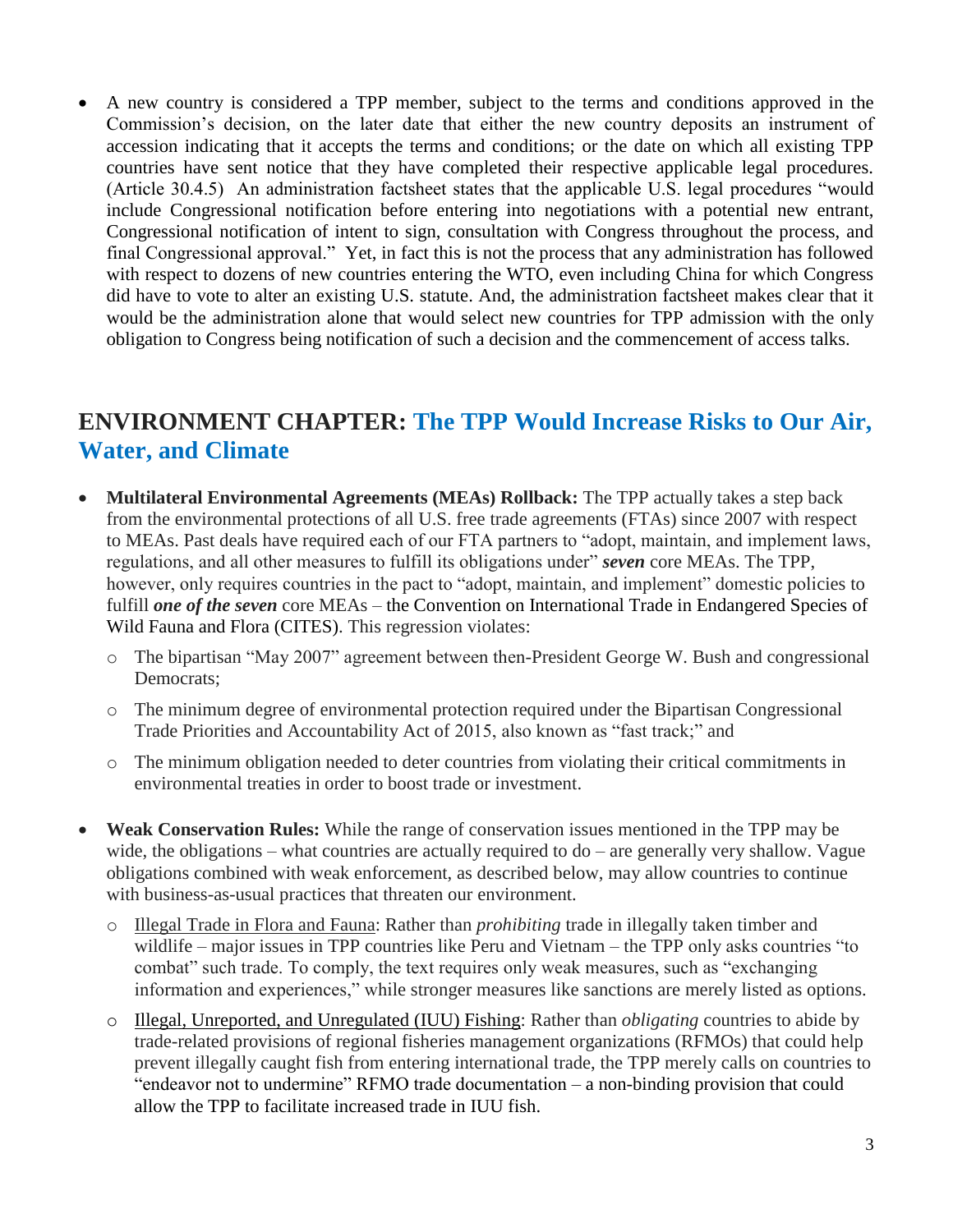- A new country is considered a TPP member, subject to the terms and conditions approved in the Commission's decision, on the later date that either the new country deposits an instrument of accession indicating that it accepts the terms and conditions; or the date on which all existing TPP countries have sent notice that they have completed their respective applicable legal procedures. (Article 30.4.5) An administration factsheet states that the applicable U.S. legal procedures "would include Congressional notification before entering into negotiations with a potential new entrant, Congressional notification of intent to sign, consultation with Congress throughout the process, and final Congressional approval." Yet, in fact this is not the process that any administration has followed with respect to dozens of new countries entering the WTO, even including China for which Congress did have to vote to alter an existing U.S. statute. And, the administration factsheet makes clear that it would be the administration alone that would select new countries for TPP admission with the only obligation to Congress being notification of such a decision and the commencement of access talks.

## ENVIRONMENT CHAPTER: The TPP Would Increase Risks to Our Air, Water, and Climate

- **Multilateral Environmental Agreements (MEAs) Rollback:** The TPP actually takes a step back from the environmental protections of all U.S. free trade agreements (FTAs) since 2007 with respect to MEAs. Past deals have required each of our FTA partners to "adopt, maintain, and implement laws, regulations, and all other measures to fulfill its obligations under" ***seven*** core MEAs. The TPP, however, only requires countries in the pact to "adopt, maintain, and implement" domestic policies to fulfill ***one of the seven*** core MEAs – the Convention on International Trade in Endangered Species of Wild Fauna and Flora (CITES). This regression violates:
  - The bipartisan "May 2007" agreement between then-President George W. Bush and congressional Democrats;
  - The minimum degree of environmental protection required under the Bipartisan Congressional Trade Priorities and Accountability Act of 2015, also known as "fast track;" and
  - The minimum obligation needed to deter countries from violating their critical commitments in environmental treaties in order to boost trade or investment.

- **Weak Conservation Rules:** While the range of conservation issues mentioned in the TPP may be wide, the obligations – what countries are actually required to do – are generally very shallow. Vague obligations combined with weak enforcement, as described below, may allow countries to continue with business-as-usual practices that threaten our environment.
  - Illegal Trade in Flora and Fauna: Rather than *prohibiting* trade in illegally taken timber and wildlife – major issues in TPP countries like Peru and Vietnam – the TPP only asks countries "to combat" such trade. To comply, the text requires only weak measures, such as "exchanging information and experiences," while stronger measures like sanctions are merely listed as options.
  - Illegal, Unreported, and Unregulated (IUU) Fishing: Rather than *obligating* countries to abide by trade-related provisions of regional fisheries management organizations (RFMOs) that could help prevent illegally caught fish from entering international trade, the TPP merely calls on countries to "endeavor not to undermine" RFMO trade documentation – a non-binding provision that could allow the TPP to facilitate increased trade in IUU fish.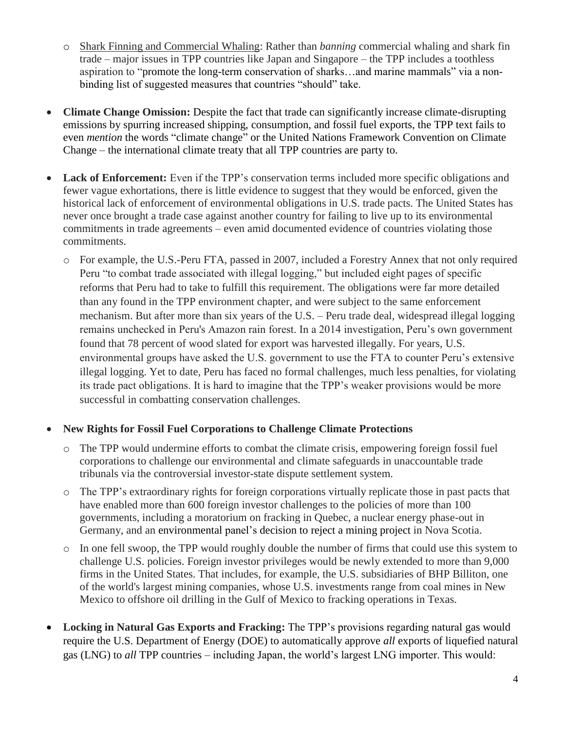- Shark Finning and Commercial Whaling: Rather than *banning* commercial whaling and shark fin trade – major issues in TPP countries like Japan and Singapore – the TPP includes a toothless aspiration to "promote the long-term conservation of sharks…and marine mammals" via a non-binding list of suggested measures that countries "should" take.

- **Climate Change Omission:** Despite the fact that trade can significantly increase climate-disrupting emissions by spurring increased shipping, consumption, and fossil fuel exports, the TPP text fails to even *mention* the words "climate change" or the United Nations Framework Convention on Climate Change – the international climate treaty that all TPP countries are party to.

- **Lack of Enforcement:** Even if the TPP's conservation terms included more specific obligations and fewer vague exhortations, there is little evidence to suggest that they would be enforced, given the historical lack of enforcement of environmental obligations in U.S. trade pacts. The United States has never once brought a trade case against another country for failing to live up to its environmental commitments in trade agreements – even amid documented evidence of countries violating those commitments.
  - For example, the U.S.-Peru FTA, passed in 2007, included a Forestry Annex that not only required Peru "to combat trade associated with illegal logging," but included eight pages of specific reforms that Peru had to take to fulfill this requirement. The obligations were far more detailed than any found in the TPP environment chapter, and were subject to the same enforcement mechanism. But after more than six years of the U.S. – Peru trade deal, widespread illegal logging remains unchecked in Peru's Amazon rain forest. In a 2014 investigation, Peru's own government found that 78 percent of wood slated for export was harvested illegally. For years, U.S. environmental groups have asked the U.S. government to use the FTA to counter Peru's extensive illegal logging. Yet to date, Peru has faced no formal challenges, much less penalties, for violating its trade pact obligations. It is hard to imagine that the TPP's weaker provisions would be more successful in combatting conservation challenges.

- **New Rights for Fossil Fuel Corporations to Challenge Climate Protections**
  - The TPP would undermine efforts to combat the climate crisis, empowering foreign fossil fuel corporations to challenge our environmental and climate safeguards in unaccountable trade tribunals via the controversial investor-state dispute settlement system.
  - The TPP's extraordinary rights for foreign corporations virtually replicate those in past pacts that have enabled more than 600 foreign investor challenges to the policies of more than 100 governments, including a moratorium on fracking in Quebec, a nuclear energy phase-out in Germany, and an environmental panel's decision to reject a mining project in Nova Scotia.
  - In one fell swoop, the TPP would roughly double the number of firms that could use this system to challenge U.S. policies. Foreign investor privileges would be newly extended to more than 9,000 firms in the United States. That includes, for example, the U.S. subsidiaries of BHP Billiton, one of the world's largest mining companies, whose U.S. investments range from coal mines in New Mexico to offshore oil drilling in the Gulf of Mexico to fracking operations in Texas.

- **Locking in Natural Gas Exports and Fracking:** The TPP's provisions regarding natural gas would require the U.S. Department of Energy (DOE) to automatically approve *all* exports of liquefied natural gas (LNG) to *all* TPP countries – including Japan, the world's largest LNG importer. This would: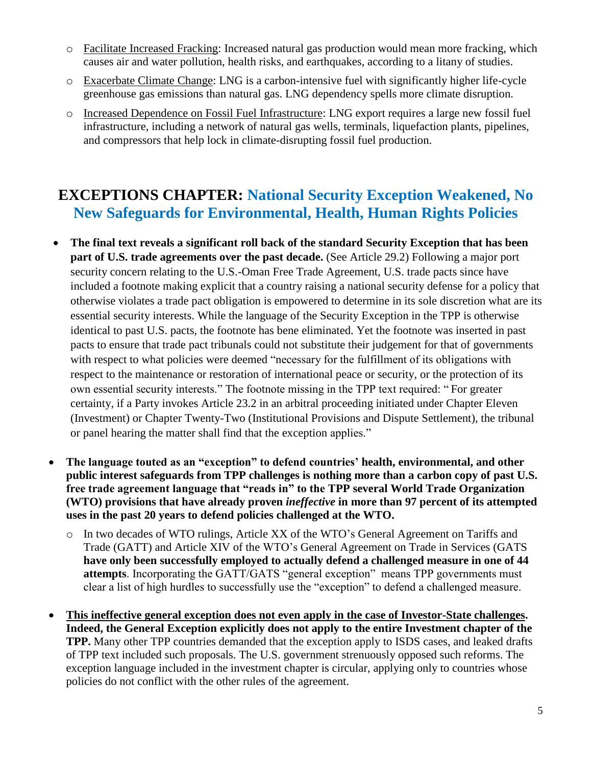- Facilitate Increased Fracking: Increased natural gas production would mean more fracking, which causes air and water pollution, health risks, and earthquakes, according to a litany of studies.
- Exacerbate Climate Change: LNG is a carbon-intensive fuel with significantly higher life-cycle greenhouse gas emissions than natural gas. LNG dependency spells more climate disruption.
- Increased Dependence on Fossil Fuel Infrastructure: LNG export requires a large new fossil fuel infrastructure, including a network of natural gas wells, terminals, liquefaction plants, pipelines, and compressors that help lock in climate-disrupting fossil fuel production.

## EXCEPTIONS CHAPTER: National Security Exception Weakened, No New Safeguards for Environmental, Health, Human Rights Policies

- **The final text reveals a significant roll back of the standard Security Exception that has been part of U.S. trade agreements over the past decade.** (See Article 29.2) Following a major port security concern relating to the U.S.-Oman Free Trade Agreement, U.S. trade pacts since have included a footnote making explicit that a country raising a national security defense for a policy that otherwise violates a trade pact obligation is empowered to determine in its sole discretion what are its essential security interests. While the language of the Security Exception in the TPP is otherwise identical to past U.S. pacts, the footnote has bene eliminated. Yet the footnote was inserted in past pacts to ensure that trade pact tribunals could not substitute their judgement for that of governments with respect to what policies were deemed "necessary for the fulfillment of its obligations with respect to the maintenance or restoration of international peace or security, or the protection of its own essential security interests." The footnote missing in the TPP text required: " For greater certainty, if a Party invokes Article 23.2 in an arbitral proceeding initiated under Chapter Eleven (Investment) or Chapter Twenty-Two (Institutional Provisions and Dispute Settlement), the tribunal or panel hearing the matter shall find that the exception applies."

- **The language touted as an "exception" to defend countries' health, environmental, and other public interest safeguards from TPP challenges is nothing more than a carbon copy of past U.S. free trade agreement language that "reads in" to the TPP several World Trade Organization (WTO) provisions that have already proven *ineffective* in more than 97 percent of its attempted uses in the past 20 years to defend policies challenged at the WTO.**
  - In two decades of WTO rulings, Article XX of the WTO's General Agreement on Tariffs and Trade (GATT) and Article XIV of the WTO's General Agreement on Trade in Services (GATS **have only been successfully employed to actually defend a challenged measure in one of 44 attempts**. Incorporating the GATT/GATS "general exception" means TPP governments must clear a list of high hurdles to successfully use the "exception" to defend a challenged measure.

- **This ineffective general exception does not even apply in the case of Investor-State challenges. Indeed, the General Exception explicitly does not apply to the entire Investment chapter of the TPP.** Many other TPP countries demanded that the exception apply to ISDS cases, and leaked drafts of TPP text included such proposals. The U.S. government strenuously opposed such reforms. The exception language included in the investment chapter is circular, applying only to countries whose policies do not conflict with the other rules of the agreement.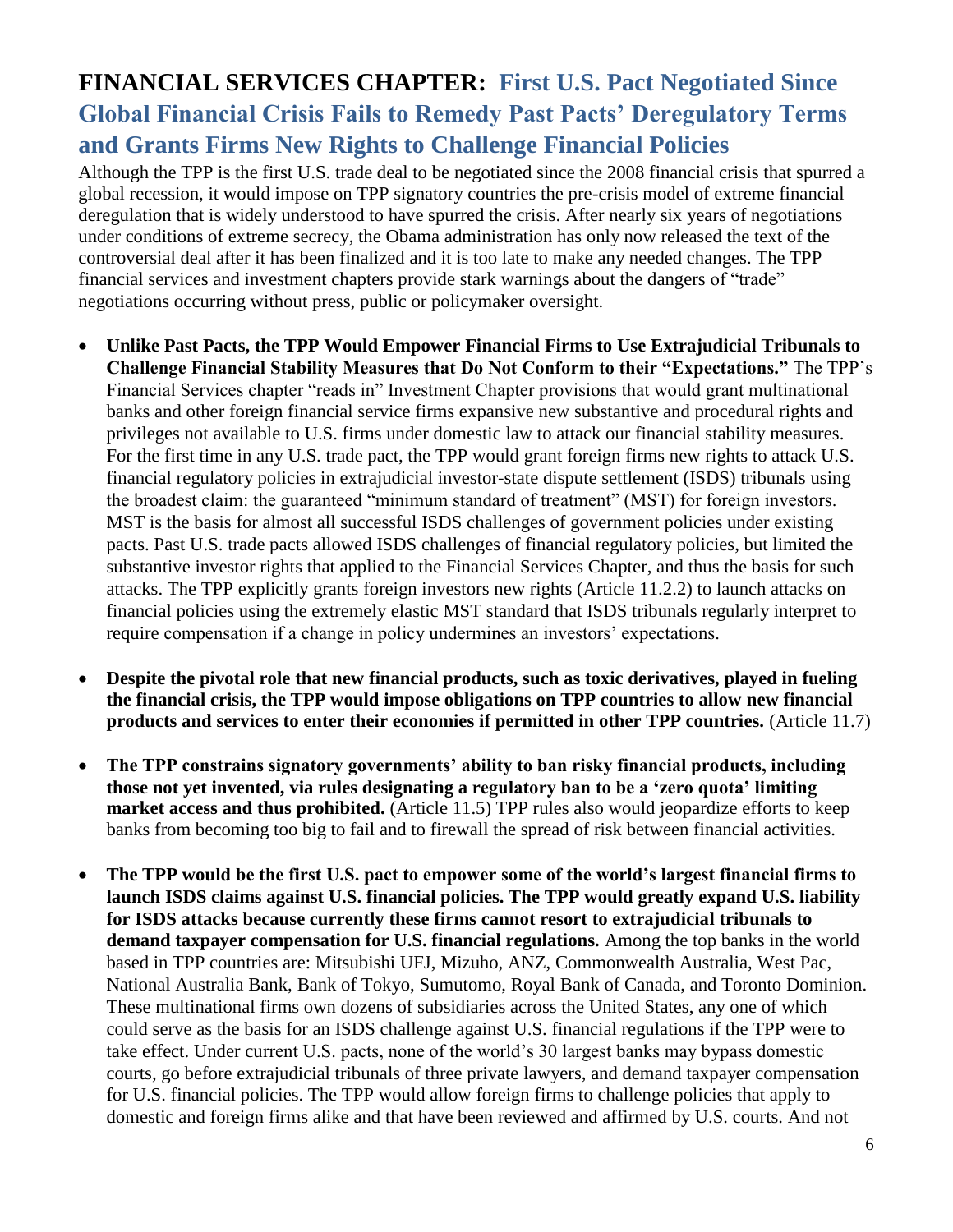## FINANCIAL SERVICES CHAPTER: First U.S. Pact Negotiated Since Global Financial Crisis Fails to Remedy Past Pacts' Deregulatory Terms and Grants Firms New Rights to Challenge Financial Policies

Although the TPP is the first U.S. trade deal to be negotiated since the 2008 financial crisis that spurred a global recession, it would impose on TPP signatory countries the pre-crisis model of extreme financial deregulation that is widely understood to have spurred the crisis. After nearly six years of negotiations under conditions of extreme secrecy, the Obama administration has only now released the text of the controversial deal after it has been finalized and it is too late to make any needed changes. The TPP financial services and investment chapters provide stark warnings about the dangers of "trade" negotiations occurring without press, public or policymaker oversight.

- **Unlike Past Pacts, the TPP Would Empower Financial Firms to Use Extrajudicial Tribunals to Challenge Financial Stability Measures that Do Not Conform to their "Expectations."** The TPP's Financial Services chapter "reads in" Investment Chapter provisions that would grant multinational banks and other foreign financial service firms expansive new substantive and procedural rights and privileges not available to U.S. firms under domestic law to attack our financial stability measures. For the first time in any U.S. trade pact, the TPP would grant foreign firms new rights to attack U.S. financial regulatory policies in extrajudicial investor-state dispute settlement (ISDS) tribunals using the broadest claim: the guaranteed "minimum standard of treatment" (MST) for foreign investors. MST is the basis for almost all successful ISDS challenges of government policies under existing pacts. Past U.S. trade pacts allowed ISDS challenges of financial regulatory policies, but limited the substantive investor rights that applied to the Financial Services Chapter, and thus the basis for such attacks. The TPP explicitly grants foreign investors new rights (Article 11.2.2) to launch attacks on financial policies using the extremely elastic MST standard that ISDS tribunals regularly interpret to require compensation if a change in policy undermines an investors' expectations.

- **Despite the pivotal role that new financial products, such as toxic derivatives, played in fueling the financial crisis, the TPP would impose obligations on TPP countries to allow new financial products and services to enter their economies if permitted in other TPP countries.** (Article 11.7)

- **The TPP constrains signatory governments' ability to ban risky financial products, including those not yet invented, via rules designating a regulatory ban to be a 'zero quota' limiting market access and thus prohibited.** (Article 11.5) TPP rules also would jeopardize efforts to keep banks from becoming too big to fail and to firewall the spread of risk between financial activities.

- **The TPP would be the first U.S. pact to empower some of the world's largest financial firms to launch ISDS claims against U.S. financial policies. The TPP would greatly expand U.S. liability for ISDS attacks because currently these firms cannot resort to extrajudicial tribunals to demand taxpayer compensation for U.S. financial regulations.** Among the top banks in the world based in TPP countries are: Mitsubishi UFJ, Mizuho, ANZ, Commonwealth Australia, West Pac, National Australia Bank, Bank of Tokyo, Sumutomo, Royal Bank of Canada, and Toronto Dominion. These multinational firms own dozens of subsidiaries across the United States, any one of which could serve as the basis for an ISDS challenge against U.S. financial regulations if the TPP were to take effect. Under current U.S. pacts, none of the world's 30 largest banks may bypass domestic courts, go before extrajudicial tribunals of three private lawyers, and demand taxpayer compensation for U.S. financial policies. The TPP would allow foreign firms to challenge policies that apply to domestic and foreign firms alike and that have been reviewed and affirmed by U.S. courts. And not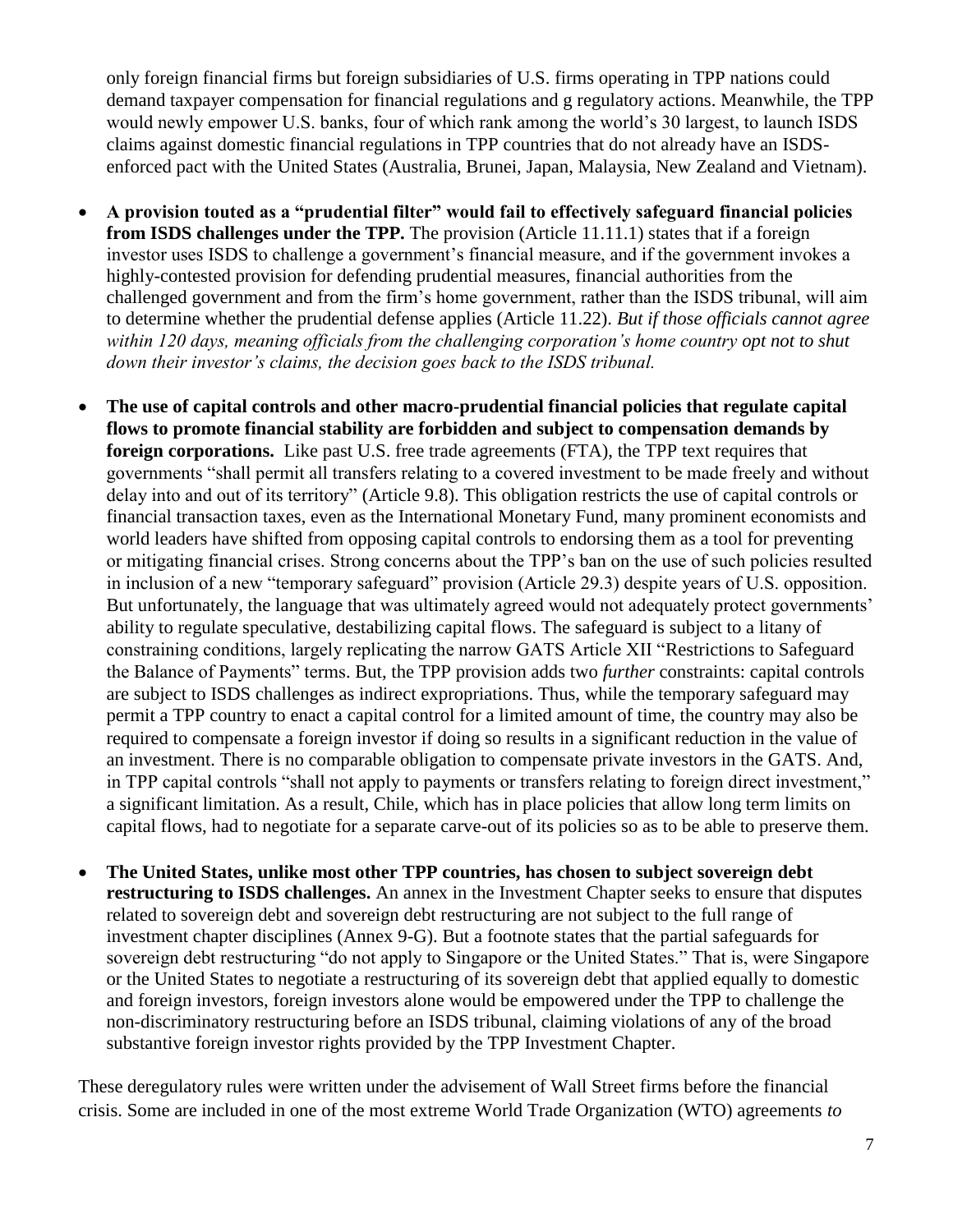only foreign financial firms but foreign subsidiaries of U.S. firms operating in TPP nations could demand taxpayer compensation for financial regulations and g regulatory actions. Meanwhile, the TPP would newly empower U.S. banks, four of which rank among the world's 30 largest, to launch ISDS claims against domestic financial regulations in TPP countries that do not already have an ISDS-enforced pact with the United States (Australia, Brunei, Japan, Malaysia, New Zealand and Vietnam).

- **A provision touted as a "prudential filter" would fail to effectively safeguard financial policies from ISDS challenges under the TPP.** The provision (Article 11.11.1) states that if a foreign investor uses ISDS to challenge a government's financial measure, and if the government invokes a highly-contested provision for defending prudential measures, financial authorities from the challenged government and from the firm's home government, rather than the ISDS tribunal, will aim to determine whether the prudential defense applies (Article 11.22). *But if those officials cannot agree within 120 days, meaning officials from the challenging corporation's home country opt not to shut down their investor's claims, the decision goes back to the ISDS tribunal.*

- **The use of capital controls and other macro-prudential financial policies that regulate capital flows to promote financial stability are forbidden and subject to compensation demands by foreign corporations.** Like past U.S. free trade agreements (FTA), the TPP text requires that governments "shall permit all transfers relating to a covered investment to be made freely and without delay into and out of its territory" (Article 9.8). This obligation restricts the use of capital controls or financial transaction taxes, even as the International Monetary Fund, many prominent economists and world leaders have shifted from opposing capital controls to endorsing them as a tool for preventing or mitigating financial crises. Strong concerns about the TPP's ban on the use of such policies resulted in inclusion of a new "temporary safeguard" provision (Article 29.3) despite years of U.S. opposition. But unfortunately, the language that was ultimately agreed would not adequately protect governments' ability to regulate speculative, destabilizing capital flows. The safeguard is subject to a litany of constraining conditions, largely replicating the narrow GATS Article XII "Restrictions to Safeguard the Balance of Payments" terms. But, the TPP provision adds two *further* constraints: capital controls are subject to ISDS challenges as indirect expropriations. Thus, while the temporary safeguard may permit a TPP country to enact a capital control for a limited amount of time, the country may also be required to compensate a foreign investor if doing so results in a significant reduction in the value of an investment. There is no comparable obligation to compensate private investors in the GATS. And, in TPP capital controls "shall not apply to payments or transfers relating to foreign direct investment," a significant limitation. As a result, Chile, which has in place policies that allow long term limits on capital flows, had to negotiate for a separate carve-out of its policies so as to be able to preserve them.

- **The United States, unlike most other TPP countries, has chosen to subject sovereign debt restructuring to ISDS challenges.** An annex in the Investment Chapter seeks to ensure that disputes related to sovereign debt and sovereign debt restructuring are not subject to the full range of investment chapter disciplines (Annex 9-G). But a footnote states that the partial safeguards for sovereign debt restructuring "do not apply to Singapore or the United States." That is, were Singapore or the United States to negotiate a restructuring of its sovereign debt that applied equally to domestic and foreign investors, foreign investors alone would be empowered under the TPP to challenge the non-discriminatory restructuring before an ISDS tribunal, claiming violations of any of the broad substantive foreign investor rights provided by the TPP Investment Chapter.

These deregulatory rules were written under the advisement of Wall Street firms before the financial crisis. Some are included in one of the most extreme World Trade Organization (WTO) agreements *to*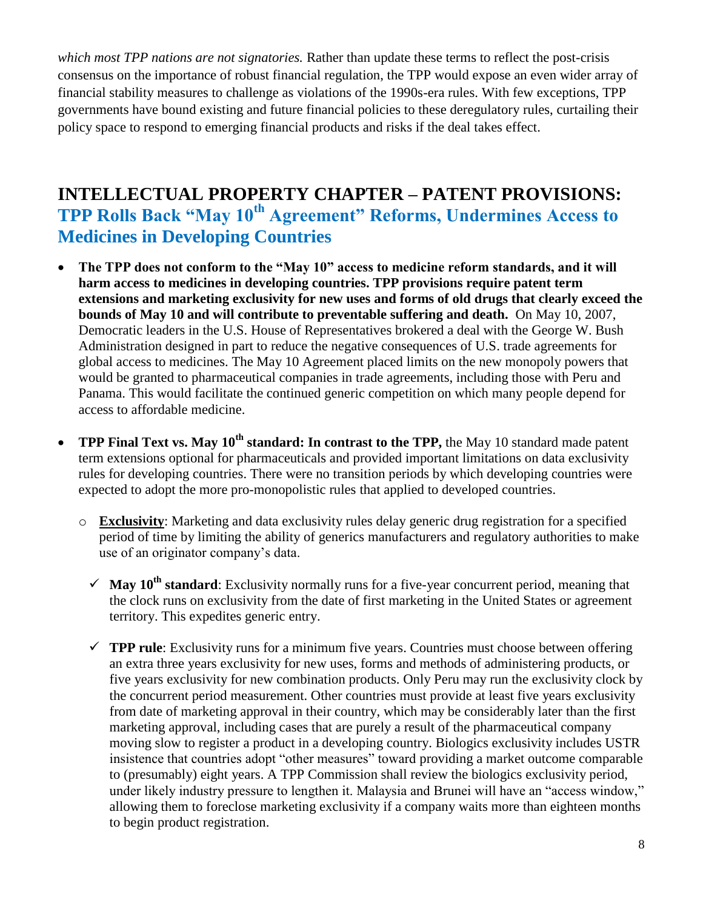*which most TPP nations are not signatories.* Rather than update these terms to reflect the post-crisis consensus on the importance of robust financial regulation, the TPP would expose an even wider array of financial stability measures to challenge as violations of the 1990s-era rules. With few exceptions, TPP governments have bound existing and future financial policies to these deregulatory rules, curtailing their policy space to respond to emerging financial products and risks if the deal takes effect.

## INTELLECTUAL PROPERTY CHAPTER – PATENT PROVISIONS: TPP Rolls Back "May 10th Agreement" Reforms, Undermines Access to Medicines in Developing Countries

- **The TPP does not conform to the "May 10" access to medicine reform standards, and it will harm access to medicines in developing countries. TPP provisions require patent term extensions and marketing exclusivity for new uses and forms of old drugs that clearly exceed the bounds of May 10 and will contribute to preventable suffering and death.** On May 10, 2007, Democratic leaders in the U.S. House of Representatives brokered a deal with the George W. Bush Administration designed in part to reduce the negative consequences of U.S. trade agreements for global access to medicines. The May 10 Agreement placed limits on the new monopoly powers that would be granted to pharmaceutical companies in trade agreements, including those with Peru and Panama. This would facilitate the continued generic competition on which many people depend for access to affordable medicine.

- **TPP Final Text vs. May 10th standard: In contrast to the TPP,** the May 10 standard made patent term extensions optional for pharmaceuticals and provided important limitations on data exclusivity rules for developing countries. There were no transition periods by which developing countries were expected to adopt the more pro-monopolistic rules that applied to developed countries.

  - **<u>Exclusivity</u>**: Marketing and data exclusivity rules delay generic drug registration for a specified period of time by limiting the ability of generics manufacturers and regulatory authorities to make use of an originator company's data.

    - ✓ **May 10th standard**: Exclusivity normally runs for a five-year concurrent period, meaning that the clock runs on exclusivity from the date of first marketing in the United States or agreement territory. This expedites generic entry.

    - ✓ **TPP rule**: Exclusivity runs for a minimum five years. Countries must choose between offering an extra three years exclusivity for new uses, forms and methods of administering products, or five years exclusivity for new combination products. Only Peru may run the exclusivity clock by the concurrent period measurement. Other countries must provide at least five years exclusivity from date of marketing approval in their country, which may be considerably later than the first marketing approval, including cases that are purely a result of the pharmaceutical company moving slow to register a product in a developing country. Biologics exclusivity includes USTR insistence that countries adopt "other measures" toward providing a market outcome comparable to (presumably) eight years. A TPP Commission shall review the biologics exclusivity period, under likely industry pressure to lengthen it. Malaysia and Brunei will have an "access window," allowing them to foreclose marketing exclusivity if a company waits more than eighteen months to begin product registration.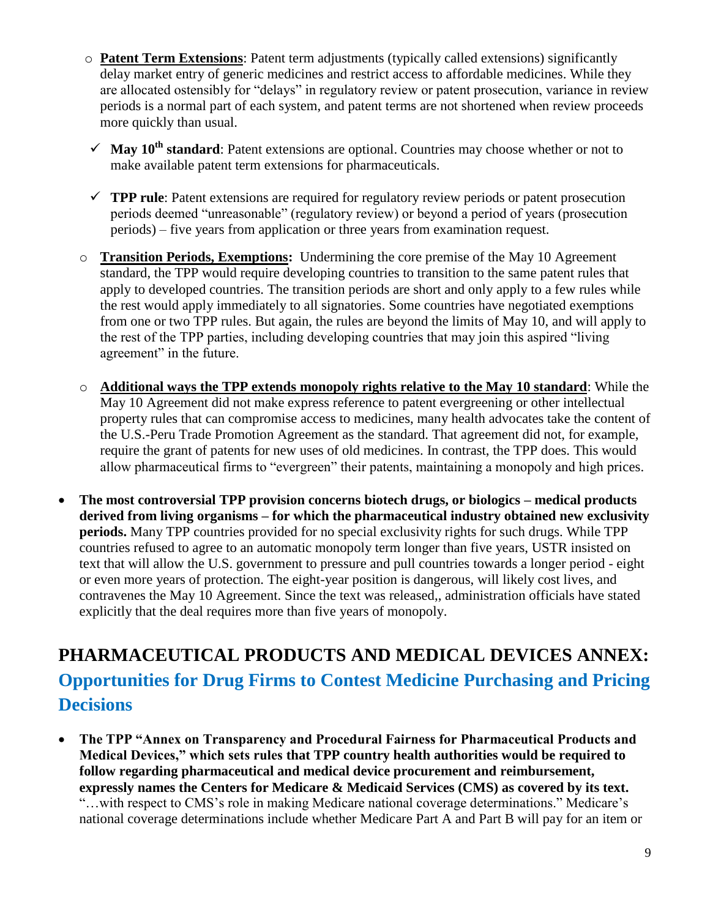- **Patent Term Extensions**: Patent term adjustments (typically called extensions) significantly delay market entry of generic medicines and restrict access to affordable medicines. While they are allocated ostensibly for "delays" in regulatory review or patent prosecution, variance in review periods is a normal part of each system, and patent terms are not shortened when review proceeds more quickly than usual.
  - ✓ **May 10th standard**: Patent extensions are optional. Countries may choose whether or not to make available patent term extensions for pharmaceuticals.
  - ✓ **TPP rule**: Patent extensions are required for regulatory review periods or patent prosecution periods deemed "unreasonable" (regulatory review) or beyond a period of years (prosecution periods) – five years from application or three years from examination request.
- **Transition Periods, Exemptions:** Undermining the core premise of the May 10 Agreement standard, the TPP would require developing countries to transition to the same patent rules that apply to developed countries. The transition periods are short and only apply to a few rules while the rest would apply immediately to all signatories. Some countries have negotiated exemptions from one or two TPP rules. But again, the rules are beyond the limits of May 10, and will apply to the rest of the TPP parties, including developing countries that may join this aspired "living agreement" in the future.
- **Additional ways the TPP extends monopoly rights relative to the May 10 standard**: While the May 10 Agreement did not make express reference to patent evergreening or other intellectual property rules that can compromise access to medicines, many health advocates take the content of the U.S.-Peru Trade Promotion Agreement as the standard. That agreement did not, for example, require the grant of patents for new uses of old medicines. In contrast, the TPP does. This would allow pharmaceutical firms to "evergreen" their patents, maintaining a monopoly and high prices.

- **The most controversial TPP provision concerns biotech drugs, or biologics – medical products derived from living organisms – for which the pharmaceutical industry obtained new exclusivity periods.** Many TPP countries provided for no special exclusivity rights for such drugs. While TPP countries refused to agree to an automatic monopoly term longer than five years, USTR insisted on text that will allow the U.S. government to pressure and pull countries towards a longer period - eight or even more years of protection. The eight-year position is dangerous, will likely cost lives, and contravenes the May 10 Agreement. Since the text was released,, administration officials have stated explicitly that the deal requires more than five years of monopoly.

## PHARMACEUTICAL PRODUCTS AND MEDICAL DEVICES ANNEX: Opportunities for Drug Firms to Contest Medicine Purchasing and Pricing Decisions

- **The TPP "Annex on Transparency and Procedural Fairness for Pharmaceutical Products and Medical Devices," which sets rules that TPP country health authorities would be required to follow regarding pharmaceutical and medical device procurement and reimbursement, expressly names the Centers for Medicare & Medicaid Services (CMS) as covered by its text.** "…with respect to CMS's role in making Medicare national coverage determinations." Medicare's national coverage determinations include whether Medicare Part A and Part B will pay for an item or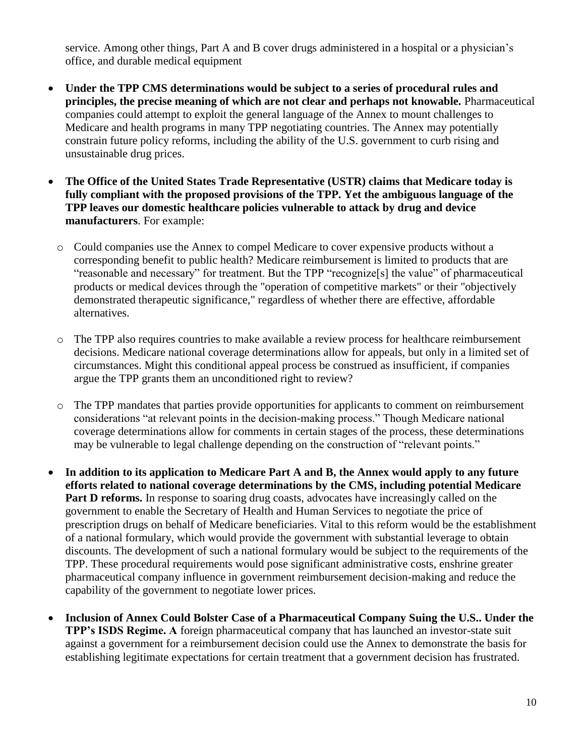service. Among other things, Part A and B cover drugs administered in a hospital or a physician's office, and durable medical equipment

- **Under the TPP CMS determinations would be subject to a series of procedural rules and principles, the precise meaning of which are not clear and perhaps not knowable.** Pharmaceutical companies could attempt to exploit the general language of the Annex to mount challenges to Medicare and health programs in many TPP negotiating countries. The Annex may potentially constrain future policy reforms, including the ability of the U.S. government to curb rising and unsustainable drug prices.

- **The Office of the United States Trade Representative (USTR) claims that Medicare today is fully compliant with the proposed provisions of the TPP. Yet the ambiguous language of the TPP leaves our domestic healthcare policies vulnerable to attack by drug and device manufacturers**. For example:

  - Could companies use the Annex to compel Medicare to cover expensive products without a corresponding benefit to public health? Medicare reimbursement is limited to products that are "reasonable and necessary" for treatment. But the TPP "recognize[s] the value" of pharmaceutical products or medical devices through the "operation of competitive markets" or their "objectively demonstrated therapeutic significance," regardless of whether there are effective, affordable alternatives.

  - The TPP also requires countries to make available a review process for healthcare reimbursement decisions. Medicare national coverage determinations allow for appeals, but only in a limited set of circumstances. Might this conditional appeal process be construed as insufficient, if companies argue the TPP grants them an unconditioned right to review?

  - The TPP mandates that parties provide opportunities for applicants to comment on reimbursement considerations "at relevant points in the decision-making process." Though Medicare national coverage determinations allow for comments in certain stages of the process, these determinations may be vulnerable to legal challenge depending on the construction of "relevant points."

- **In addition to its application to Medicare Part A and B, the Annex would apply to any future efforts related to national coverage determinations by the CMS, including potential Medicare Part D reforms.** In response to soaring drug coasts, advocates have increasingly called on the government to enable the Secretary of Health and Human Services to negotiate the price of prescription drugs on behalf of Medicare beneficiaries. Vital to this reform would be the establishment of a national formulary, which would provide the government with substantial leverage to obtain discounts. The development of such a national formulary would be subject to the requirements of the TPP. These procedural requirements would pose significant administrative costs, enshrine greater pharmaceutical company influence in government reimbursement decision-making and reduce the capability of the government to negotiate lower prices.

- **Inclusion of Annex Could Bolster Case of a Pharmaceutical Company Suing the U.S.. Under the TPP's ISDS Regime. A** foreign pharmaceutical company that has launched an investor-state suit against a government for a reimbursement decision could use the Annex to demonstrate the basis for establishing legitimate expectations for certain treatment that a government decision has frustrated.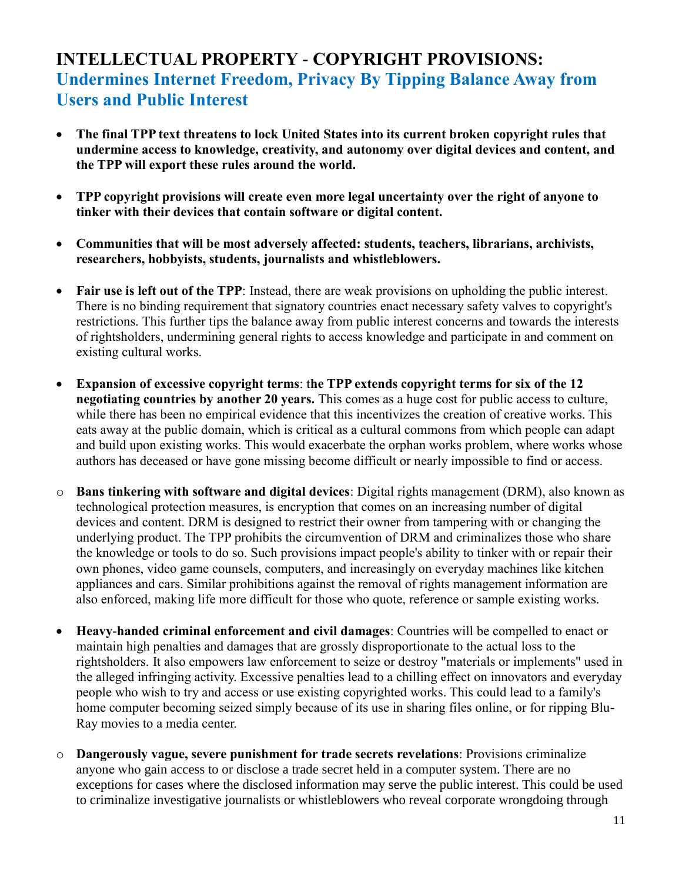## INTELLECTUAL PROPERTY - COPYRIGHT PROVISIONS:
## Undermines Internet Freedom, Privacy By Tipping Balance Away from Users and Public Interest

- **The final TPP text threatens to lock United States into its current broken copyright rules that undermine access to knowledge, creativity, and autonomy over digital devices and content, and the TPP will export these rules around the world.**

- **TPP copyright provisions will create even more legal uncertainty over the right of anyone to tinker with their devices that contain software or digital content.**

- **Communities that will be most adversely affected: students, teachers, librarians, archivists, researchers, hobbyists, students, journalists and whistleblowers.**

- **Fair use is left out of the TPP**: Instead, there are weak provisions on upholding the public interest. There is no binding requirement that signatory countries enact necessary safety valves to copyright's restrictions. This further tips the balance away from public interest concerns and towards the interests of rightsholders, undermining general rights to access knowledge and participate in and comment on existing cultural works.

- **Expansion of excessive copyright terms**: t**he TPP extends copyright terms for six of the 12 negotiating countries by another 20 years.** This comes as a huge cost for public access to culture, while there has been no empirical evidence that this incentivizes the creation of creative works. This eats away at the public domain, which is critical as a cultural commons from which people can adapt and build upon existing works. This would exacerbate the orphan works problem, where works whose authors has deceased or have gone missing become difficult or nearly impossible to find or access.

- **Bans tinkering with software and digital devices**: Digital rights management (DRM), also known as technological protection measures, is encryption that comes on an increasing number of digital devices and content. DRM is designed to restrict their owner from tampering with or changing the underlying product. The TPP prohibits the circumvention of DRM and criminalizes those who share the knowledge or tools to do so. Such provisions impact people's ability to tinker with or repair their own phones, video game counsels, computers, and increasingly on everyday machines like kitchen appliances and cars. Similar prohibitions against the removal of rights management information are also enforced, making life more difficult for those who quote, reference or sample existing works.

- **Heavy-handed criminal enforcement and civil damages**: Countries will be compelled to enact or maintain high penalties and damages that are grossly disproportionate to the actual loss to the rightsholders. It also empowers law enforcement to seize or destroy "materials or implements" used in the alleged infringing activity. Excessive penalties lead to a chilling effect on innovators and everyday people who wish to try and access or use existing copyrighted works. This could lead to a family's home computer becoming seized simply because of its use in sharing files online, or for ripping Blu-Ray movies to a media center.

- **Dangerously vague, severe punishment for trade secrets revelations**: Provisions criminalize anyone who gain access to or disclose a trade secret held in a computer system. There are no exceptions for cases where the disclosed information may serve the public interest. This could be used to criminalize investigative journalists or whistleblowers who reveal corporate wrongdoing through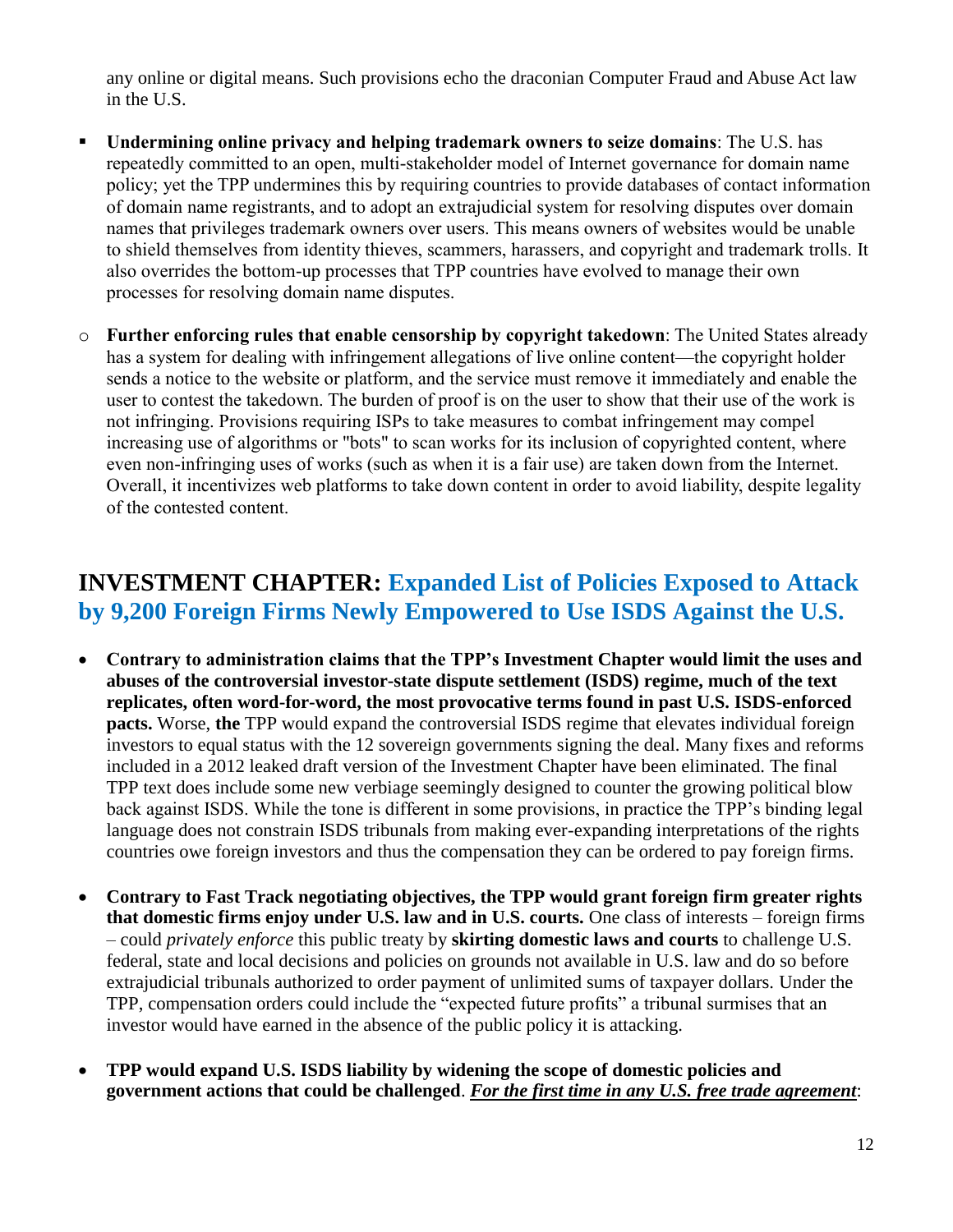any online or digital means. Such provisions echo the draconian Computer Fraud and Abuse Act law in the U.S.

- **Undermining online privacy and helping trademark owners to seize domains**: The U.S. has repeatedly committed to an open, multi-stakeholder model of Internet governance for domain name policy; yet the TPP undermines this by requiring countries to provide databases of contact information of domain name registrants, and to adopt an extrajudicial system for resolving disputes over domain names that privileges trademark owners over users. This means owners of websites would be unable to shield themselves from identity thieves, scammers, harassers, and copyright and trademark trolls. It also overrides the bottom-up processes that TPP countries have evolved to manage their own processes for resolving domain name disputes.

  - **Further enforcing rules that enable censorship by copyright takedown**: The United States already has a system for dealing with infringement allegations of live online content—the copyright holder sends a notice to the website or platform, and the service must remove it immediately and enable the user to contest the takedown. The burden of proof is on the user to show that their use of the work is not infringing. Provisions requiring ISPs to take measures to combat infringement may compel increasing use of algorithms or "bots" to scan works for its inclusion of copyrighted content, where even non-infringing uses of works (such as when it is a fair use) are taken down from the Internet. Overall, it incentivizes web platforms to take down content in order to avoid liability, despite legality of the contested content.

## INVESTMENT CHAPTER: Expanded List of Policies Exposed to Attack by 9,200 Foreign Firms Newly Empowered to Use ISDS Against the U.S.

- **Contrary to administration claims that the TPP's Investment Chapter would limit the uses and abuses of the controversial investor-state dispute settlement (ISDS) regime, much of the text replicates, often word-for-word, the most provocative terms found in past U.S. ISDS-enforced pacts.** Worse, **the** TPP would expand the controversial ISDS regime that elevates individual foreign investors to equal status with the 12 sovereign governments signing the deal. Many fixes and reforms included in a 2012 leaked draft version of the Investment Chapter have been eliminated. The final TPP text does include some new verbiage seemingly designed to counter the growing political blow back against ISDS. While the tone is different in some provisions, in practice the TPP's binding legal language does not constrain ISDS tribunals from making ever-expanding interpretations of the rights countries owe foreign investors and thus the compensation they can be ordered to pay foreign firms.

- **Contrary to Fast Track negotiating objectives, the TPP would grant foreign firm greater rights that domestic firms enjoy under U.S. law and in U.S. courts.** One class of interests – foreign firms – could *privately enforce* this public treaty by **skirting domestic laws and courts** to challenge U.S. federal, state and local decisions and policies on grounds not available in U.S. law and do so before extrajudicial tribunals authorized to order payment of unlimited sums of taxpayer dollars. Under the TPP, compensation orders could include the "expected future profits" a tribunal surmises that an investor would have earned in the absence of the public policy it is attacking.

- **TPP would expand U.S. ISDS liability by widening the scope of domestic policies and government actions that could be challenged**. ***<u>For the first time in any U.S. free trade agreement</u>***: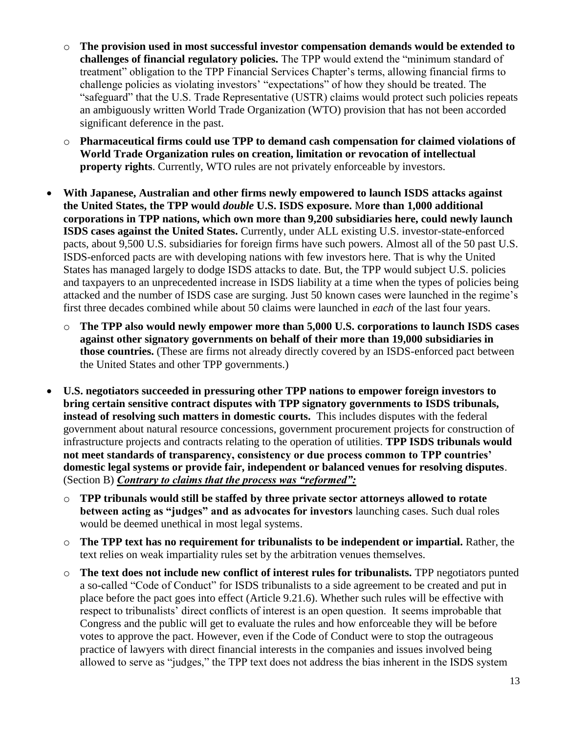- **The provision used in most successful investor compensation demands would be extended to challenges of financial regulatory policies.** The TPP would extend the "minimum standard of treatment" obligation to the TPP Financial Services Chapter's terms, allowing financial firms to challenge policies as violating investors' "expectations" of how they should be treated. The "safeguard" that the U.S. Trade Representative (USTR) claims would protect such policies repeats an ambiguously written World Trade Organization (WTO) provision that has not been accorded significant deference in the past.
- **Pharmaceutical firms could use TPP to demand cash compensation for claimed violations of World Trade Organization rules on creation, limitation or revocation of intellectual property rights**. Currently, WTO rules are not privately enforceable by investors.

- **With Japanese, Australian and other firms newly empowered to launch ISDS attacks against the United States, the TPP would *double* U.S. ISDS exposure. More than 1,000 additional corporations in TPP nations, which own more than 9,200 subsidiaries here, could newly launch ISDS cases against the United States.** Currently, under ALL existing U.S. investor-state-enforced pacts, about 9,500 U.S. subsidiaries for foreign firms have such powers. Almost all of the 50 past U.S. ISDS-enforced pacts are with developing nations with few investors here. That is why the United States has managed largely to dodge ISDS attacks to date. But, the TPP would subject U.S. policies and taxpayers to an unprecedented increase in ISDS liability at a time when the types of policies being attacked and the number of ISDS case are surging. Just 50 known cases were launched in the regime's first three decades combined while about 50 claims were launched in *each* of the last four years.
  - **The TPP also would newly empower more than 5,000 U.S. corporations to launch ISDS cases against other signatory governments on behalf of their more than 19,000 subsidiaries in those countries.** (These are firms not already directly covered by an ISDS-enforced pact between the United States and other TPP governments.)

- **U.S. negotiators succeeded in pressuring other TPP nations to empower foreign investors to bring certain sensitive contract disputes with TPP signatory governments to ISDS tribunals, instead of resolving such matters in domestic courts.** This includes disputes with the federal government about natural resource concessions, government procurement projects for construction of infrastructure projects and contracts relating to the operation of utilities. **TPP ISDS tribunals would not meet standards of transparency, consistency or due process common to TPP countries' domestic legal systems or provide fair, independent or balanced venues for resolving disputes**. (Section B) ***Contrary to claims that the process was "reformed":***
  - **TPP tribunals would still be staffed by three private sector attorneys allowed to rotate between acting as "judges" and as advocates for investors** launching cases. Such dual roles would be deemed unethical in most legal systems.
  - **The TPP text has no requirement for tribunalists to be independent or impartial.** Rather, the text relies on weak impartiality rules set by the arbitration venues themselves.
  - **The text does not include new conflict of interest rules for tribunalists.** TPP negotiators punted a so-called "Code of Conduct" for ISDS tribunalists to a side agreement to be created and put in place before the pact goes into effect (Article 9.21.6). Whether such rules will be effective with respect to tribunalists' direct conflicts of interest is an open question. It seems improbable that Congress and the public will get to evaluate the rules and how enforceable they will be before votes to approve the pact. However, even if the Code of Conduct were to stop the outrageous practice of lawyers with direct financial interests in the companies and issues involved being allowed to serve as "judges," the TPP text does not address the bias inherent in the ISDS system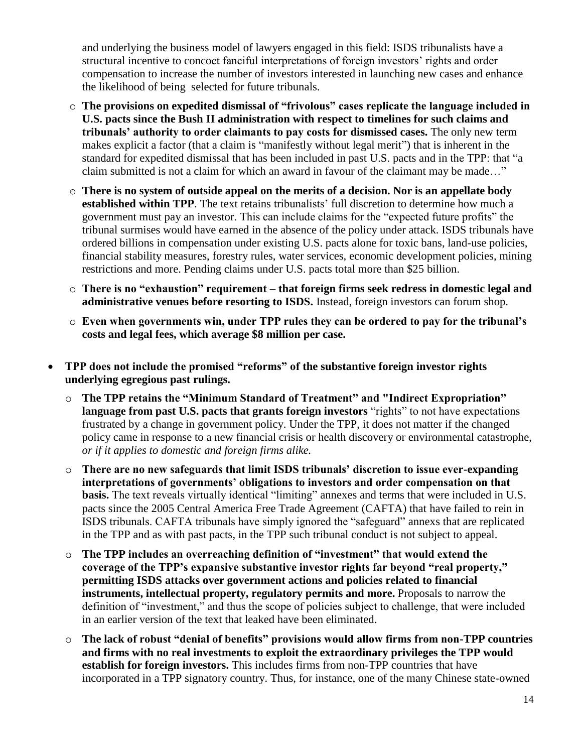and underlying the business model of lawyers engaged in this field: ISDS tribunalists have a structural incentive to concoct fanciful interpretations of foreign investors' rights and order compensation to increase the number of investors interested in launching new cases and enhance the likelihood of being selected for future tribunals.

  - **The provisions on expedited dismissal of "frivolous" cases replicate the language included in U.S. pacts since the Bush II administration with respect to timelines for such claims and tribunals' authority to order claimants to pay costs for dismissed cases.** The only new term makes explicit a factor (that a claim is "manifestly without legal merit") that is inherent in the standard for expedited dismissal that has been included in past U.S. pacts and in the TPP: that "a claim submitted is not a claim for which an award in favour of the claimant may be made…"
  - **There is no system of outside appeal on the merits of a decision. Nor is an appellate body established within TPP**. The text retains tribunalists' full discretion to determine how much a government must pay an investor. This can include claims for the "expected future profits" the tribunal surmises would have earned in the absence of the policy under attack. ISDS tribunals have ordered billions in compensation under existing U.S. pacts alone for toxic bans, land-use policies, financial stability measures, forestry rules, water services, economic development policies, mining restrictions and more. Pending claims under U.S. pacts total more than $25 billion.
  - **There is no "exhaustion" requirement – that foreign firms seek redress in domestic legal and administrative venues before resorting to ISDS.** Instead, foreign investors can forum shop.
  - **Even when governments win, under TPP rules they can be ordered to pay for the tribunal's costs and legal fees, which average $8 million per case.**

- **TPP does not include the promised "reforms" of the substantive foreign investor rights underlying egregious past rulings.**
  - **The TPP retains the "Minimum Standard of Treatment" and "Indirect Expropriation" language from past U.S. pacts that grants foreign investors** "rights" to not have expectations frustrated by a change in government policy. Under the TPP, it does not matter if the changed policy came in response to a new financial crisis or health discovery or environmental catastrophe, *or if it applies to domestic and foreign firms alike.*
  - **There are no new safeguards that limit ISDS tribunals' discretion to issue ever-expanding interpretations of governments' obligations to investors and order compensation on that basis.** The text reveals virtually identical "limiting" annexes and terms that were included in U.S. pacts since the 2005 Central America Free Trade Agreement (CAFTA) that have failed to rein in ISDS tribunals. CAFTA tribunals have simply ignored the "safeguard" annexs that are replicated in the TPP and as with past pacts, in the TPP such tribunal conduct is not subject to appeal.
  - **The TPP includes an overreaching definition of "investment" that would extend the coverage of the TPP's expansive substantive investor rights far beyond "real property," permitting ISDS attacks over government actions and policies related to financial instruments, intellectual property, regulatory permits and more.** Proposals to narrow the definition of "investment," and thus the scope of policies subject to challenge, that were included in an earlier version of the text that leaked have been eliminated.
  - **The lack of robust "denial of benefits" provisions would allow firms from non-TPP countries and firms with no real investments to exploit the extraordinary privileges the TPP would establish for foreign investors.** This includes firms from non-TPP countries that have incorporated in a TPP signatory country. Thus, for instance, one of the many Chinese state-owned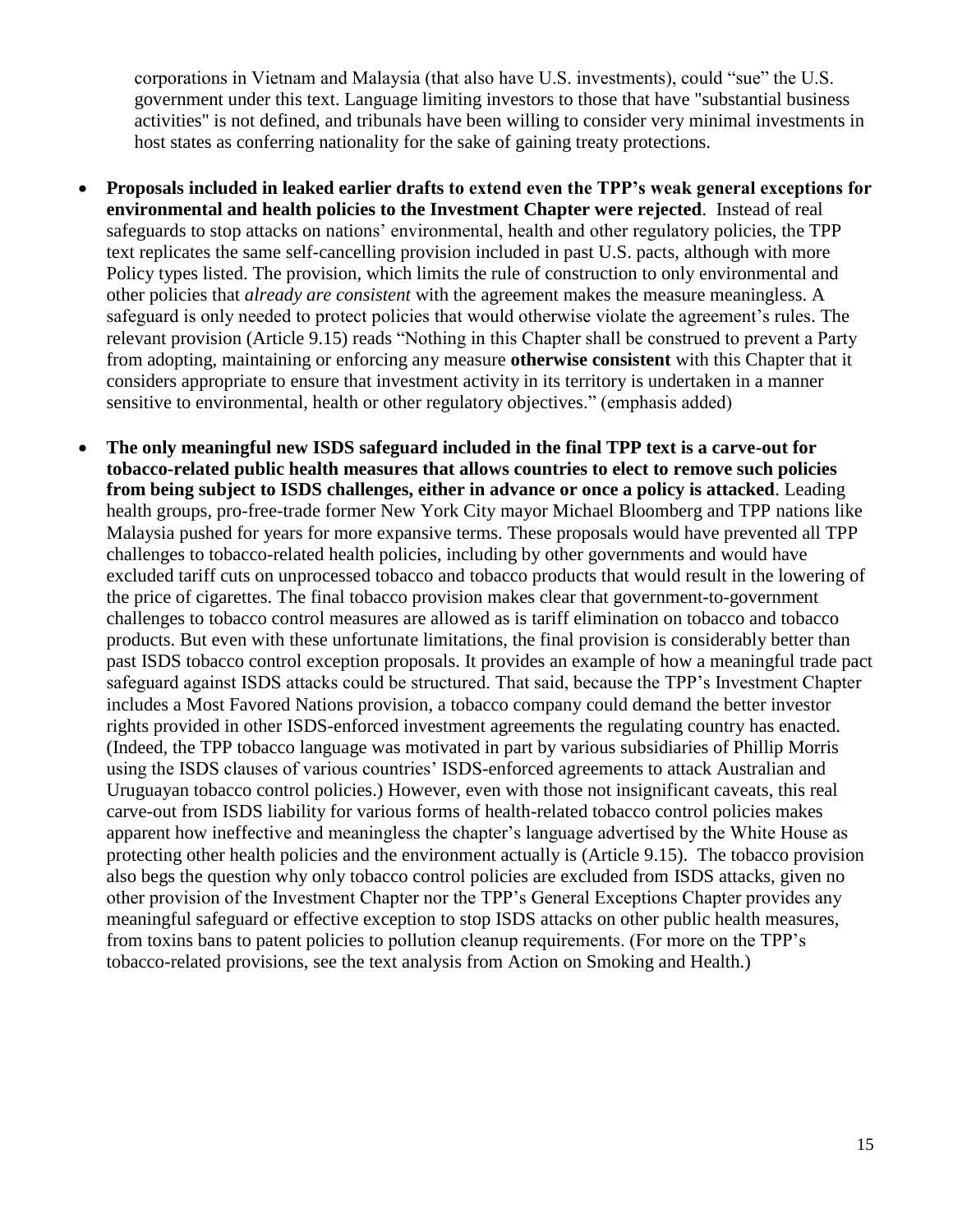corporations in Vietnam and Malaysia (that also have U.S. investments), could "sue" the U.S. government under this text. Language limiting investors to those that have "substantial business activities" is not defined, and tribunals have been willing to consider very minimal investments in host states as conferring nationality for the sake of gaining treaty protections.

- **Proposals included in leaked earlier drafts to extend even the TPP's weak general exceptions for environmental and health policies to the Investment Chapter were rejected**. Instead of real safeguards to stop attacks on nations' environmental, health and other regulatory policies, the TPP text replicates the same self-cancelling provision included in past U.S. pacts, although with more Policy types listed. The provision, which limits the rule of construction to only environmental and other policies that *already are consistent* with the agreement makes the measure meaningless. A safeguard is only needed to protect policies that would otherwise violate the agreement's rules. The relevant provision (Article 9.15) reads "Nothing in this Chapter shall be construed to prevent a Party from adopting, maintaining or enforcing any measure **otherwise consistent** with this Chapter that it considers appropriate to ensure that investment activity in its territory is undertaken in a manner sensitive to environmental, health or other regulatory objectives." (emphasis added)

- **The only meaningful new ISDS safeguard included in the final TPP text is a carve-out for tobacco-related public health measures that allows countries to elect to remove such policies from being subject to ISDS challenges, either in advance or once a policy is attacked**. Leading health groups, pro-free-trade former New York City mayor Michael Bloomberg and TPP nations like Malaysia pushed for years for more expansive terms. These proposals would have prevented all TPP challenges to tobacco-related health policies, including by other governments and would have excluded tariff cuts on unprocessed tobacco and tobacco products that would result in the lowering of the price of cigarettes. The final tobacco provision makes clear that government-to-government challenges to tobacco control measures are allowed as is tariff elimination on tobacco and tobacco products. But even with these unfortunate limitations, the final provision is considerably better than past ISDS tobacco control exception proposals. It provides an example of how a meaningful trade pact safeguard against ISDS attacks could be structured. That said, because the TPP's Investment Chapter includes a Most Favored Nations provision, a tobacco company could demand the better investor rights provided in other ISDS-enforced investment agreements the regulating country has enacted. (Indeed, the TPP tobacco language was motivated in part by various subsidiaries of Phillip Morris using the ISDS clauses of various countries' ISDS-enforced agreements to attack Australian and Uruguayan tobacco control policies.) However, even with those not insignificant caveats, this real carve-out from ISDS liability for various forms of health-related tobacco control policies makes apparent how ineffective and meaningless the chapter's language advertised by the White House as protecting other health policies and the environment actually is (Article 9.15). The tobacco provision also begs the question why only tobacco control policies are excluded from ISDS attacks, given no other provision of the Investment Chapter nor the TPP's General Exceptions Chapter provides any meaningful safeguard or effective exception to stop ISDS attacks on other public health measures, from toxins bans to patent policies to pollution cleanup requirements. (For more on the TPP's tobacco-related provisions, see the text analysis from Action on Smoking and Health.)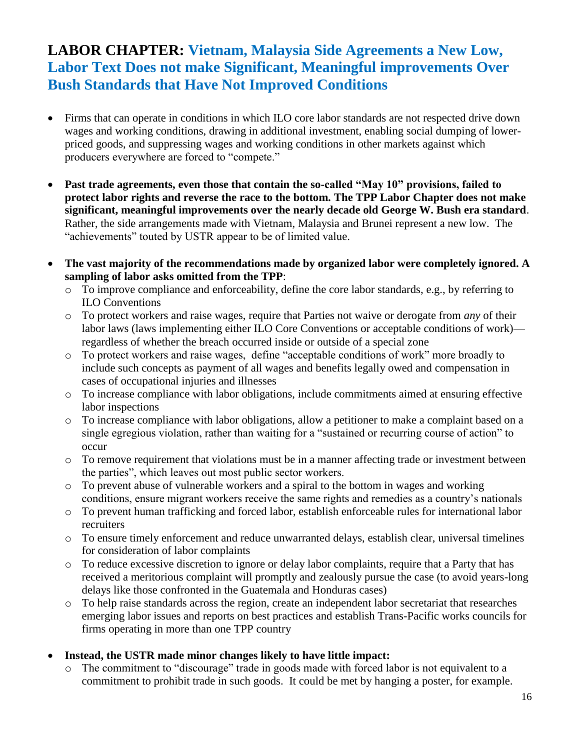## LABOR CHAPTER: Vietnam, Malaysia Side Agreements a New Low, Labor Text Does not make Significant, Meaningful improvements Over Bush Standards that Have Not Improved Conditions

- Firms that can operate in conditions in which ILO core labor standards are not respected drive down wages and working conditions, drawing in additional investment, enabling social dumping of lower-priced goods, and suppressing wages and working conditions in other markets against which producers everywhere are forced to "compete."

- **Past trade agreements, even those that contain the so-called "May 10" provisions, failed to protect labor rights and reverse the race to the bottom. The TPP Labor Chapter does not make significant, meaningful improvements over the nearly decade old George W. Bush era standard**. Rather, the side arrangements made with Vietnam, Malaysia and Brunei represent a new low. The "achievements" touted by USTR appear to be of limited value.

- **The vast majority of the recommendations made by organized labor were completely ignored. A sampling of labor asks omitted from the TPP**:
  - To improve compliance and enforceability, define the core labor standards, e.g., by referring to ILO Conventions
  - To protect workers and raise wages, require that Parties not waive or derogate from *any* of their labor laws (laws implementing either ILO Core Conventions or acceptable conditions of work)—regardless of whether the breach occurred inside or outside of a special zone
  - To protect workers and raise wages, define "acceptable conditions of work" more broadly to include such concepts as payment of all wages and benefits legally owed and compensation in cases of occupational injuries and illnesses
  - To increase compliance with labor obligations, include commitments aimed at ensuring effective labor inspections
  - To increase compliance with labor obligations, allow a petitioner to make a complaint based on a single egregious violation, rather than waiting for a "sustained or recurring course of action" to occur
  - To remove requirement that violations must be in a manner affecting trade or investment between the parties", which leaves out most public sector workers.
  - To prevent abuse of vulnerable workers and a spiral to the bottom in wages and working conditions, ensure migrant workers receive the same rights and remedies as a country's nationals
  - To prevent human trafficking and forced labor, establish enforceable rules for international labor recruiters
  - To ensure timely enforcement and reduce unwarranted delays, establish clear, universal timelines for consideration of labor complaints
  - To reduce excessive discretion to ignore or delay labor complaints, require that a Party that has received a meritorious complaint will promptly and zealously pursue the case (to avoid years-long delays like those confronted in the Guatemala and Honduras cases)
  - To help raise standards across the region, create an independent labor secretariat that researches emerging labor issues and reports on best practices and establish Trans-Pacific works councils for firms operating in more than one TPP country

- **Instead, the USTR made minor changes likely to have little impact:**
  - The commitment to "discourage" trade in goods made with forced labor is not equivalent to a commitment to prohibit trade in such goods. It could be met by hanging a poster, for example.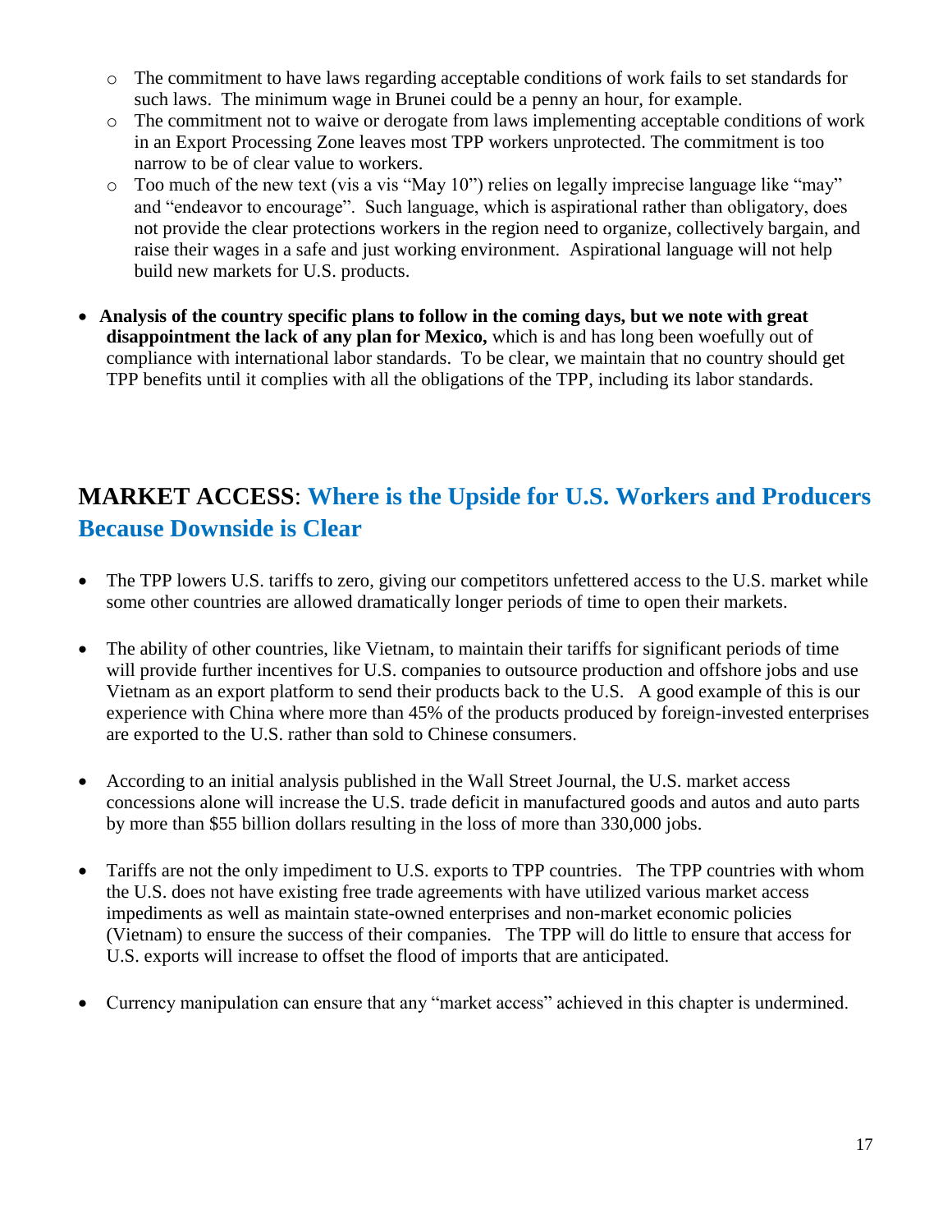- The commitment to have laws regarding acceptable conditions of work fails to set standards for such laws. The minimum wage in Brunei could be a penny an hour, for example.
- The commitment not to waive or derogate from laws implementing acceptable conditions of work in an Export Processing Zone leaves most TPP workers unprotected. The commitment is too narrow to be of clear value to workers.
- Too much of the new text (vis a vis "May 10") relies on legally imprecise language like "may" and "endeavor to encourage". Such language, which is aspirational rather than obligatory, does not provide the clear protections workers in the region need to organize, collectively bargain, and raise their wages in a safe and just working environment. Aspirational language will not help build new markets for U.S. products.

- **Analysis of the country specific plans to follow in the coming days, but we note with great disappointment the lack of any plan for Mexico,** which is and has long been woefully out of compliance with international labor standards. To be clear, we maintain that no country should get TPP benefits until it complies with all the obligations of the TPP, including its labor standards.

## MARKET ACCESS: Where is the Upside for U.S. Workers and Producers Because Downside is Clear

- The TPP lowers U.S. tariffs to zero, giving our competitors unfettered access to the U.S. market while some other countries are allowed dramatically longer periods of time to open their markets.

- The ability of other countries, like Vietnam, to maintain their tariffs for significant periods of time will provide further incentives for U.S. companies to outsource production and offshore jobs and use Vietnam as an export platform to send their products back to the U.S. A good example of this is our experience with China where more than 45% of the products produced by foreign-invested enterprises are exported to the U.S. rather than sold to Chinese consumers.

- According to an initial analysis published in the Wall Street Journal, the U.S. market access concessions alone will increase the U.S. trade deficit in manufactured goods and autos and auto parts by more than $55 billion dollars resulting in the loss of more than 330,000 jobs.

- Tariffs are not the only impediment to U.S. exports to TPP countries. The TPP countries with whom the U.S. does not have existing free trade agreements with have utilized various market access impediments as well as maintain state-owned enterprises and non-market economic policies (Vietnam) to ensure the success of their companies. The TPP will do little to ensure that access for U.S. exports will increase to offset the flood of imports that are anticipated.

- Currency manipulation can ensure that any "market access" achieved in this chapter is undermined.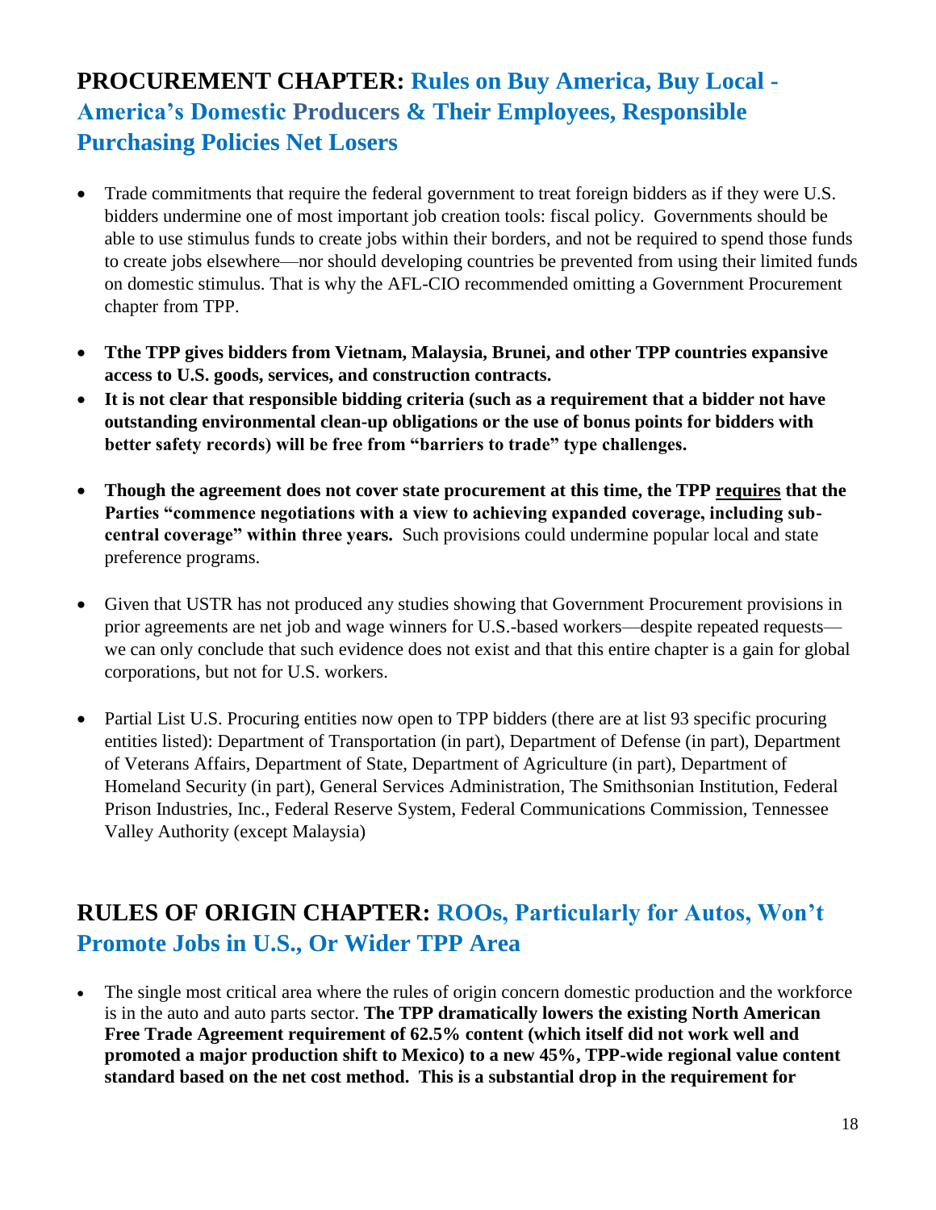## PROCUREMENT CHAPTER: Rules on Buy America, Buy Local - America's Domestic Producers & Their Employees, Responsible Purchasing Policies Net Losers

- Trade commitments that require the federal government to treat foreign bidders as if they were U.S. bidders undermine one of most important job creation tools: fiscal policy. Governments should be able to use stimulus funds to create jobs within their borders, and not be required to spend those funds to create jobs elsewhere—nor should developing countries be prevented from using their limited funds on domestic stimulus. That is why the AFL-CIO recommended omitting a Government Procurement chapter from TPP.

- **Tthe TPP gives bidders from Vietnam, Malaysia, Brunei, and other TPP countries expansive access to U.S. goods, services, and construction contracts.**
- **It is not clear that responsible bidding criteria (such as a requirement that a bidder not have outstanding environmental clean-up obligations or the use of bonus points for bidders with better safety records) will be free from "barriers to trade" type challenges.**

- **Though the agreement does not cover state procurement at this time, the TPP requires that the Parties "commence negotiations with a view to achieving expanded coverage, including sub-central coverage" within three years.** Such provisions could undermine popular local and state preference programs.

- Given that USTR has not produced any studies showing that Government Procurement provisions in prior agreements are net job and wage winners for U.S.-based workers—despite repeated requests—we can only conclude that such evidence does not exist and that this entire chapter is a gain for global corporations, but not for U.S. workers.

- Partial List U.S. Procuring entities now open to TPP bidders (there are at list 93 specific procuring entities listed): Department of Transportation (in part), Department of Defense (in part), Department of Veterans Affairs, Department of State, Department of Agriculture (in part), Department of Homeland Security (in part), General Services Administration, The Smithsonian Institution, Federal Prison Industries, Inc., Federal Reserve System, Federal Communications Commission, Tennessee Valley Authority (except Malaysia)

## RULES OF ORIGIN CHAPTER: ROOs, Particularly for Autos, Won't Promote Jobs in U.S., Or Wider TPP Area

- The single most critical area where the rules of origin concern domestic production and the workforce is in the auto and auto parts sector. **The TPP dramatically lowers the existing North American Free Trade Agreement requirement of 62.5% content (which itself did not work well and promoted a major production shift to Mexico) to a new 45%, TPP-wide regional value content standard based on the net cost method. This is a substantial drop in the requirement for**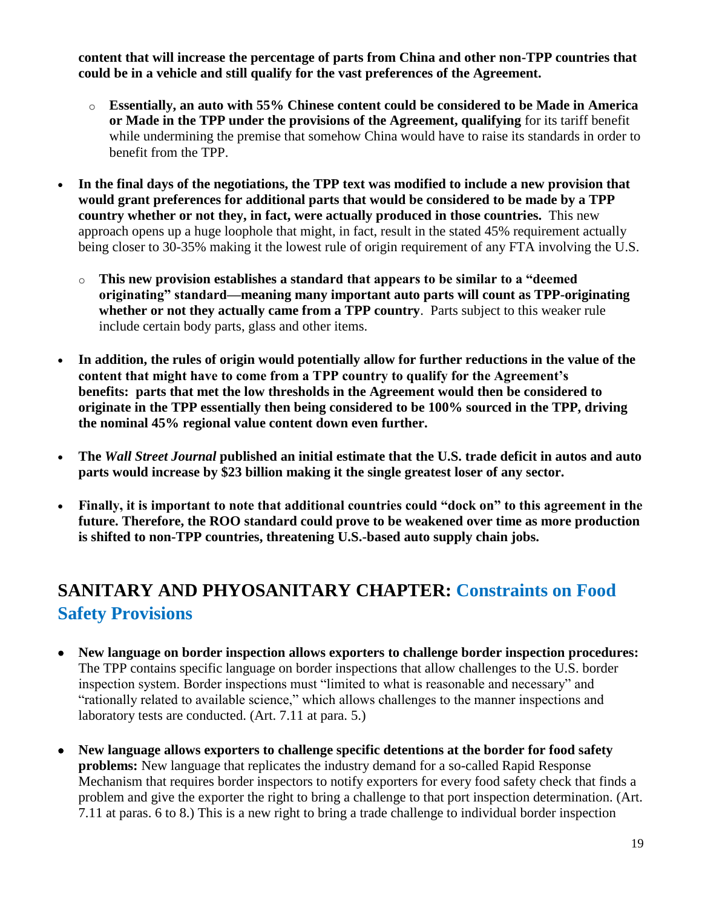**content that will increase the percentage of parts from China and other non-TPP countries that could be in a vehicle and still qualify for the vast preferences of the Agreement.**

  - **Essentially, an auto with 55% Chinese content could be considered to be Made in America or Made in the TPP under the provisions of the Agreement, qualifying** for its tariff benefit while undermining the premise that somehow China would have to raise its standards in order to benefit from the TPP.

- **In the final days of the negotiations, the TPP text was modified to include a new provision that would grant preferences for additional parts that would be considered to be made by a TPP country whether or not they, in fact, were actually produced in those countries.** This new approach opens up a huge loophole that might, in fact, result in the stated 45% requirement actually being closer to 30-35% making it the lowest rule of origin requirement of any FTA involving the U.S.

  - **This new provision establishes a standard that appears to be similar to a "deemed originating" standard—meaning many important auto parts will count as TPP-originating whether or not they actually came from a TPP country**. Parts subject to this weaker rule include certain body parts, glass and other items.

- **In addition, the rules of origin would potentially allow for further reductions in the value of the content that might have to come from a TPP country to qualify for the Agreement's benefits: parts that met the low thresholds in the Agreement would then be considered to originate in the TPP essentially then being considered to be 100% sourced in the TPP, driving the nominal 45% regional value content down even further.**

- **The *Wall Street Journal* published an initial estimate that the U.S. trade deficit in autos and auto parts would increase by $23 billion making it the single greatest loser of any sector.**

- **Finally, it is important to note that additional countries could "dock on" to this agreement in the future. Therefore, the ROO standard could prove to be weakened over time as more production is shifted to non-TPP countries, threatening U.S.-based auto supply chain jobs.**

## SANITARY AND PHYOSANITARY CHAPTER: Constraints on Food Safety Provisions

- **New language on border inspection allows exporters to challenge border inspection procedures:** The TPP contains specific language on border inspections that allow challenges to the U.S. border inspection system. Border inspections must "limited to what is reasonable and necessary" and "rationally related to available science," which allows challenges to the manner inspections and laboratory tests are conducted. (Art. 7.11 at para. 5.)

- **New language allows exporters to challenge specific detentions at the border for food safety problems:** New language that replicates the industry demand for a so-called Rapid Response Mechanism that requires border inspectors to notify exporters for every food safety check that finds a problem and give the exporter the right to bring a challenge to that port inspection determination. (Art. 7.11 at paras. 6 to 8.) This is a new right to bring a trade challenge to individual border inspection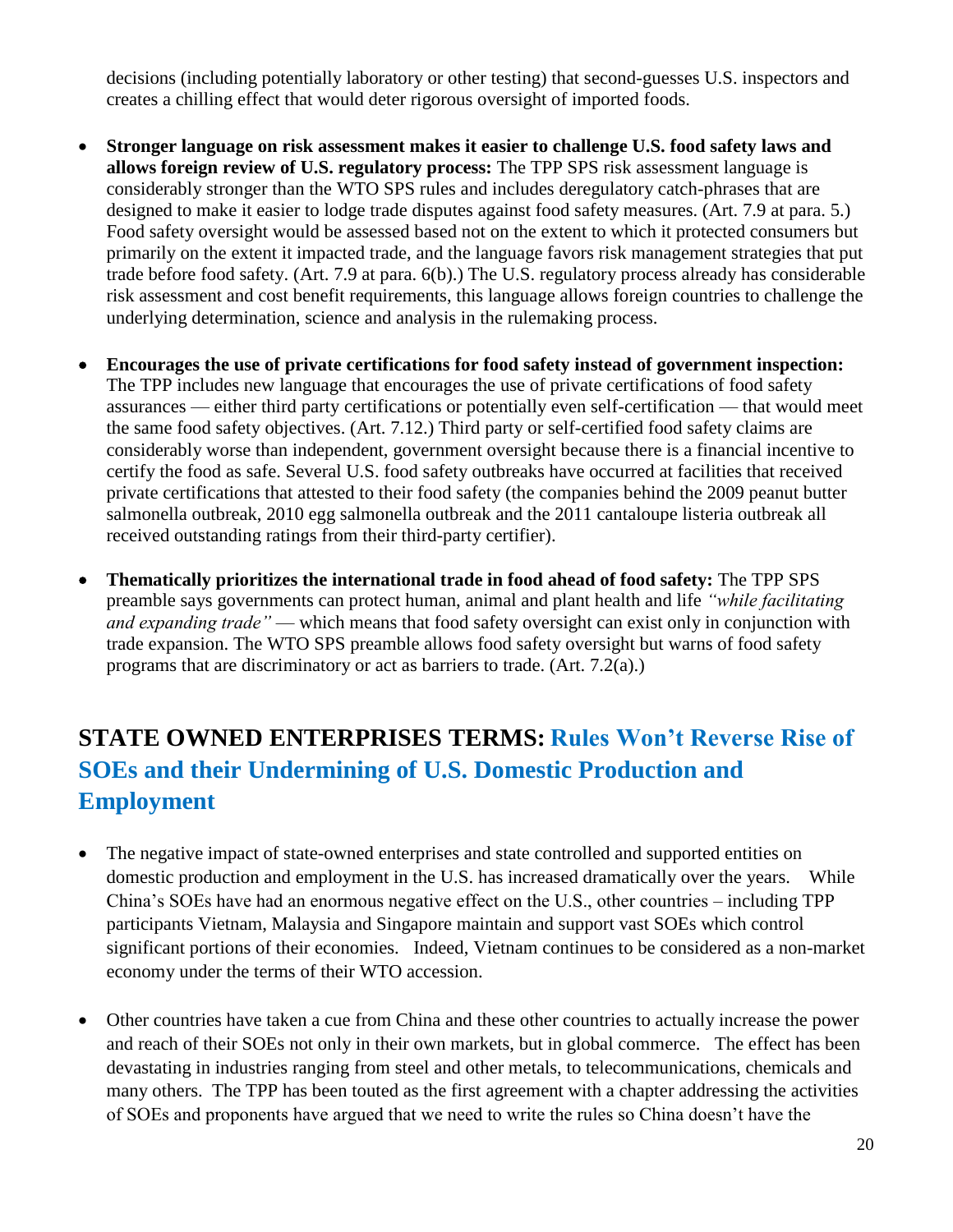decisions (including potentially laboratory or other testing) that second-guesses U.S. inspectors and creates a chilling effect that would deter rigorous oversight of imported foods.

- **Stronger language on risk assessment makes it easier to challenge U.S. food safety laws and allows foreign review of U.S. regulatory process:** The TPP SPS risk assessment language is considerably stronger than the WTO SPS rules and includes deregulatory catch-phrases that are designed to make it easier to lodge trade disputes against food safety measures. (Art. 7.9 at para. 5.) Food safety oversight would be assessed based not on the extent to which it protected consumers but primarily on the extent it impacted trade, and the language favors risk management strategies that put trade before food safety. (Art. 7.9 at para. 6(b).) The U.S. regulatory process already has considerable risk assessment and cost benefit requirements, this language allows foreign countries to challenge the underlying determination, science and analysis in the rulemaking process.

- **Encourages the use of private certifications for food safety instead of government inspection:** The TPP includes new language that encourages the use of private certifications of food safety assurances — either third party certifications or potentially even self-certification — that would meet the same food safety objectives. (Art. 7.12.) Third party or self-certified food safety claims are considerably worse than independent, government oversight because there is a financial incentive to certify the food as safe. Several U.S. food safety outbreaks have occurred at facilities that received private certifications that attested to their food safety (the companies behind the 2009 peanut butter salmonella outbreak, 2010 egg salmonella outbreak and the 2011 cantaloupe listeria outbreak all received outstanding ratings from their third-party certifier).

- **Thematically prioritizes the international trade in food ahead of food safety:** The TPP SPS preamble says governments can protect human, animal and plant health and life *"while facilitating and expanding trade"* — which means that food safety oversight can exist only in conjunction with trade expansion. The WTO SPS preamble allows food safety oversight but warns of food safety programs that are discriminatory or act as barriers to trade. (Art. 7.2(a).)

## STATE OWNED ENTERPRISES TERMS: Rules Won't Reverse Rise of SOEs and their Undermining of U.S. Domestic Production and Employment

- The negative impact of state-owned enterprises and state controlled and supported entities on domestic production and employment in the U.S. has increased dramatically over the years. While China's SOEs have had an enormous negative effect on the U.S., other countries – including TPP participants Vietnam, Malaysia and Singapore maintain and support vast SOEs which control significant portions of their economies. Indeed, Vietnam continues to be considered as a non-market economy under the terms of their WTO accession.

- Other countries have taken a cue from China and these other countries to actually increase the power and reach of their SOEs not only in their own markets, but in global commerce. The effect has been devastating in industries ranging from steel and other metals, to telecommunications, chemicals and many others. The TPP has been touted as the first agreement with a chapter addressing the activities of SOEs and proponents have argued that we need to write the rules so China doesn't have the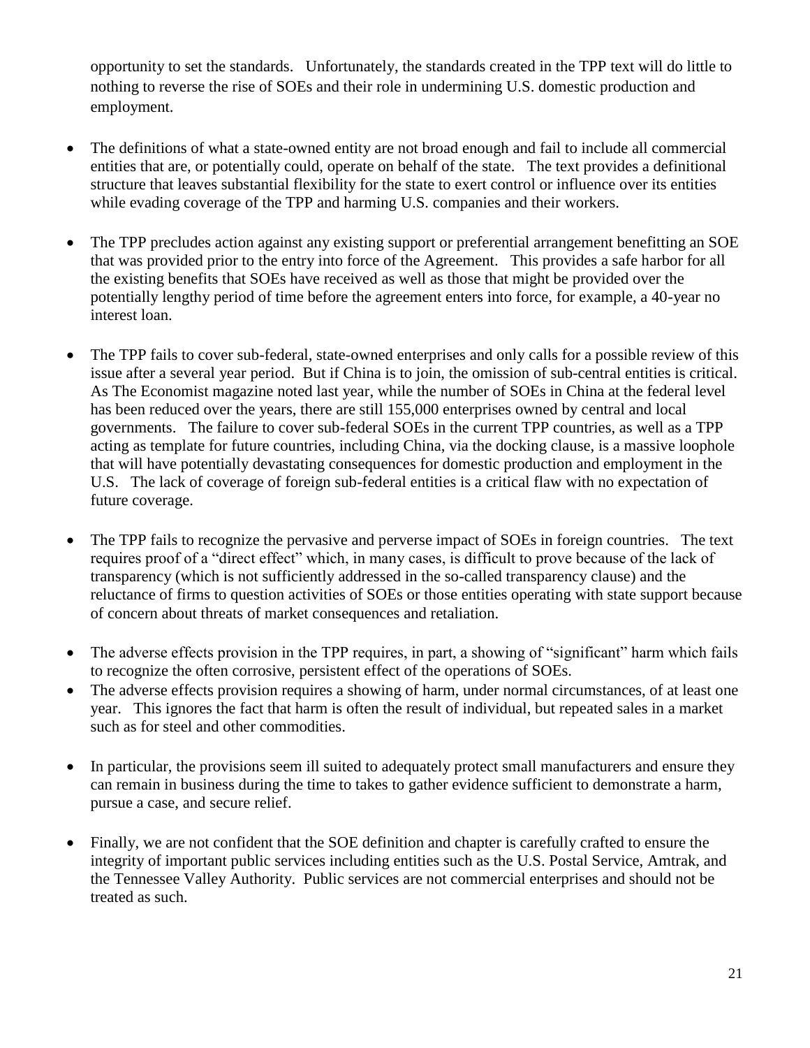opportunity to set the standards. Unfortunately, the standards created in the TPP text will do little to nothing to reverse the rise of SOEs and their role in undermining U.S. domestic production and employment.

- The definitions of what a state-owned entity are not broad enough and fail to include all commercial entities that are, or potentially could, operate on behalf of the state. The text provides a definitional structure that leaves substantial flexibility for the state to exert control or influence over its entities while evading coverage of the TPP and harming U.S. companies and their workers.

- The TPP precludes action against any existing support or preferential arrangement benefitting an SOE that was provided prior to the entry into force of the Agreement. This provides a safe harbor for all the existing benefits that SOEs have received as well as those that might be provided over the potentially lengthy period of time before the agreement enters into force, for example, a 40-year no interest loan.

- The TPP fails to cover sub-federal, state-owned enterprises and only calls for a possible review of this issue after a several year period. But if China is to join, the omission of sub-central entities is critical. As The Economist magazine noted last year, while the number of SOEs in China at the federal level has been reduced over the years, there are still 155,000 enterprises owned by central and local governments. The failure to cover sub-federal SOEs in the current TPP countries, as well as a TPP acting as template for future countries, including China, via the docking clause, is a massive loophole that will have potentially devastating consequences for domestic production and employment in the U.S. The lack of coverage of foreign sub-federal entities is a critical flaw with no expectation of future coverage.

- The TPP fails to recognize the pervasive and perverse impact of SOEs in foreign countries. The text requires proof of a "direct effect" which, in many cases, is difficult to prove because of the lack of transparency (which is not sufficiently addressed in the so-called transparency clause) and the reluctance of firms to question activities of SOEs or those entities operating with state support because of concern about threats of market consequences and retaliation.

- The adverse effects provision in the TPP requires, in part, a showing of "significant" harm which fails to recognize the often corrosive, persistent effect of the operations of SOEs.
- The adverse effects provision requires a showing of harm, under normal circumstances, of at least one year. This ignores the fact that harm is often the result of individual, but repeated sales in a market such as for steel and other commodities.

- In particular, the provisions seem ill suited to adequately protect small manufacturers and ensure they can remain in business during the time to takes to gather evidence sufficient to demonstrate a harm, pursue a case, and secure relief.

- Finally, we are not confident that the SOE definition and chapter is carefully crafted to ensure the integrity of important public services including entities such as the U.S. Postal Service, Amtrak, and the Tennessee Valley Authority. Public services are not commercial enterprises and should not be treated as such.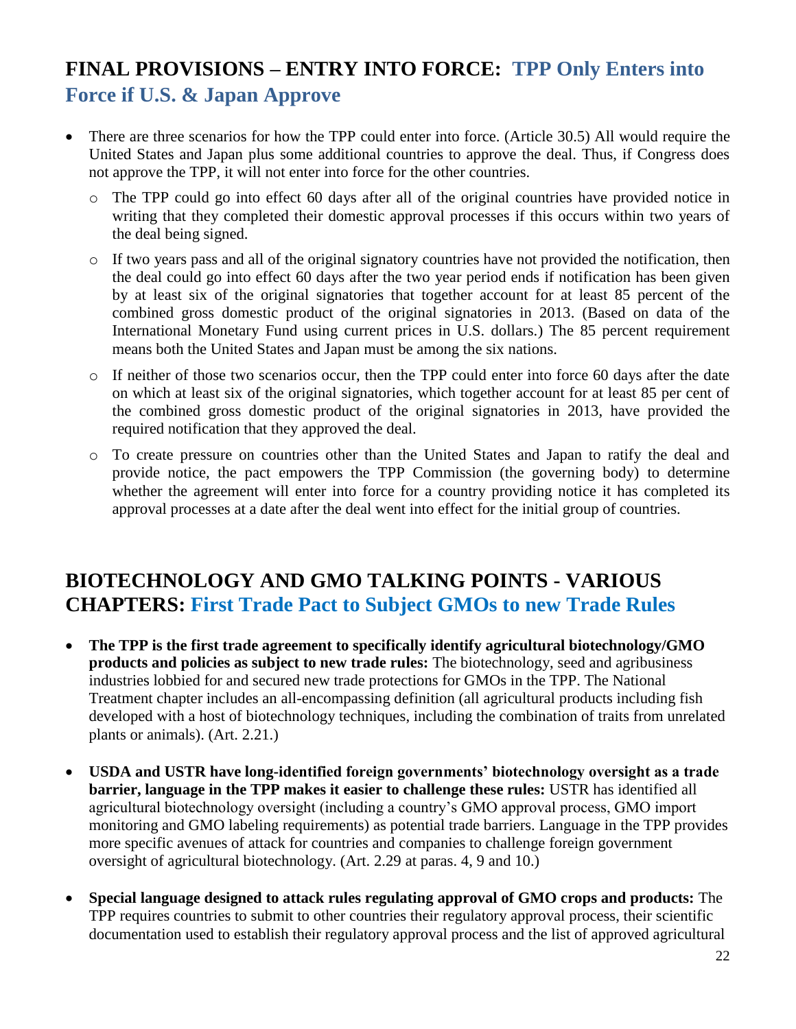## FINAL PROVISIONS – ENTRY INTO FORCE: TPP Only Enters into Force if U.S. & Japan Approve

- There are three scenarios for how the TPP could enter into force. (Article 30.5) All would require the United States and Japan plus some additional countries to approve the deal. Thus, if Congress does not approve the TPP, it will not enter into force for the other countries.
  - The TPP could go into effect 60 days after all of the original countries have provided notice in writing that they completed their domestic approval processes if this occurs within two years of the deal being signed.
  - If two years pass and all of the original signatory countries have not provided the notification, then the deal could go into effect 60 days after the two year period ends if notification has been given by at least six of the original signatories that together account for at least 85 percent of the combined gross domestic product of the original signatories in 2013. (Based on data of the International Monetary Fund using current prices in U.S. dollars.) The 85 percent requirement means both the United States and Japan must be among the six nations.
  - If neither of those two scenarios occur, then the TPP could enter into force 60 days after the date on which at least six of the original signatories, which together account for at least 85 per cent of the combined gross domestic product of the original signatories in 2013, have provided the required notification that they approved the deal.
  - To create pressure on countries other than the United States and Japan to ratify the deal and provide notice, the pact empowers the TPP Commission (the governing body) to determine whether the agreement will enter into force for a country providing notice it has completed its approval processes at a date after the deal went into effect for the initial group of countries.

## BIOTECHNOLOGY AND GMO TALKING POINTS - VARIOUS CHAPTERS: First Trade Pact to Subject GMOs to new Trade Rules

- **The TPP is the first trade agreement to specifically identify agricultural biotechnology/GMO products and policies as subject to new trade rules:** The biotechnology, seed and agribusiness industries lobbied for and secured new trade protections for GMOs in the TPP. The National Treatment chapter includes an all-encompassing definition (all agricultural products including fish developed with a host of biotechnology techniques, including the combination of traits from unrelated plants or animals). (Art. 2.21.)

- **USDA and USTR have long-identified foreign governments' biotechnology oversight as a trade barrier, language in the TPP makes it easier to challenge these rules:** USTR has identified all agricultural biotechnology oversight (including a country's GMO approval process, GMO import monitoring and GMO labeling requirements) as potential trade barriers. Language in the TPP provides more specific avenues of attack for countries and companies to challenge foreign government oversight of agricultural biotechnology. (Art. 2.29 at paras. 4, 9 and 10.)

- **Special language designed to attack rules regulating approval of GMO crops and products:** The TPP requires countries to submit to other countries their regulatory approval process, their scientific documentation used to establish their regulatory approval process and the list of approved agricultural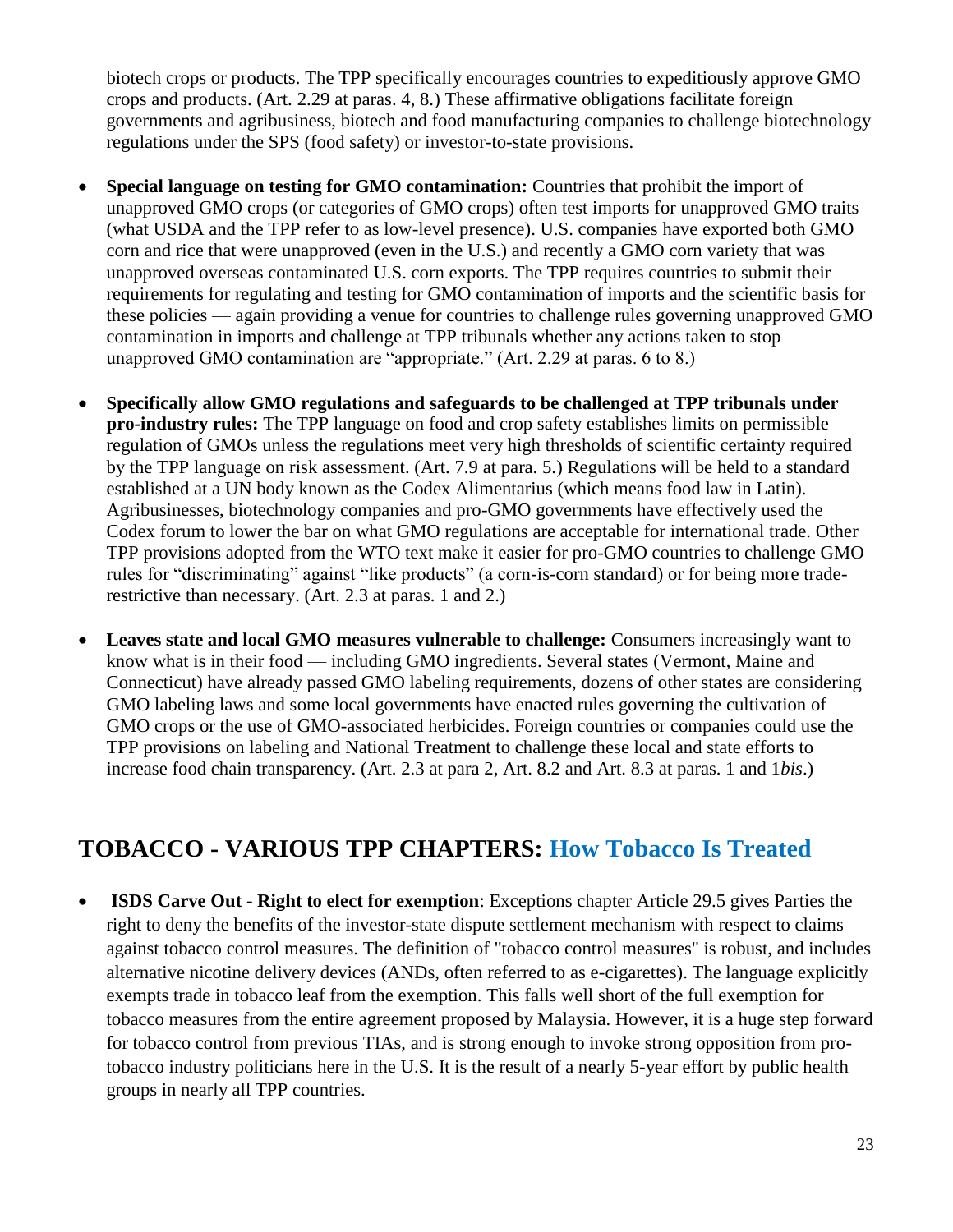biotech crops or products. The TPP specifically encourages countries to expeditiously approve GMO crops and products. (Art. 2.29 at paras. 4, 8.) These affirmative obligations facilitate foreign governments and agribusiness, biotech and food manufacturing companies to challenge biotechnology regulations under the SPS (food safety) or investor-to-state provisions.

- **Special language on testing for GMO contamination:** Countries that prohibit the import of unapproved GMO crops (or categories of GMO crops) often test imports for unapproved GMO traits (what USDA and the TPP refer to as low-level presence). U.S. companies have exported both GMO corn and rice that were unapproved (even in the U.S.) and recently a GMO corn variety that was unapproved overseas contaminated U.S. corn exports. The TPP requires countries to submit their requirements for regulating and testing for GMO contamination of imports and the scientific basis for these policies — again providing a venue for countries to challenge rules governing unapproved GMO contamination in imports and challenge at TPP tribunals whether any actions taken to stop unapproved GMO contamination are "appropriate." (Art. 2.29 at paras. 6 to 8.)

- **Specifically allow GMO regulations and safeguards to be challenged at TPP tribunals under pro-industry rules:** The TPP language on food and crop safety establishes limits on permissible regulation of GMOs unless the regulations meet very high thresholds of scientific certainty required by the TPP language on risk assessment. (Art. 7.9 at para. 5.) Regulations will be held to a standard established at a UN body known as the Codex Alimentarius (which means food law in Latin). Agribusinesses, biotechnology companies and pro-GMO governments have effectively used the Codex forum to lower the bar on what GMO regulations are acceptable for international trade. Other TPP provisions adopted from the WTO text make it easier for pro-GMO countries to challenge GMO rules for "discriminating" against "like products" (a corn-is-corn standard) or for being more trade-restrictive than necessary. (Art. 2.3 at paras. 1 and 2.)

- **Leaves state and local GMO measures vulnerable to challenge:** Consumers increasingly want to know what is in their food — including GMO ingredients. Several states (Vermont, Maine and Connecticut) have already passed GMO labeling requirements, dozens of other states are considering GMO labeling laws and some local governments have enacted rules governing the cultivation of GMO crops or the use of GMO-associated herbicides. Foreign countries or companies could use the TPP provisions on labeling and National Treatment to challenge these local and state efforts to increase food chain transparency. (Art. 2.3 at para 2, Art. 8.2 and Art. 8.3 at paras. 1 and 1*bis*.)

## TOBACCO - VARIOUS TPP CHAPTERS: How Tobacco Is Treated

- **ISDS Carve Out - Right to elect for exemption**: Exceptions chapter Article 29.5 gives Parties the right to deny the benefits of the investor-state dispute settlement mechanism with respect to claims against tobacco control measures. The definition of "tobacco control measures" is robust, and includes alternative nicotine delivery devices (ANDs, often referred to as e-cigarettes). The language explicitly exempts trade in tobacco leaf from the exemption. This falls well short of the full exemption for tobacco measures from the entire agreement proposed by Malaysia. However, it is a huge step forward for tobacco control from previous TIAs, and is strong enough to invoke strong opposition from pro-tobacco industry politicians here in the U.S. It is the result of a nearly 5-year effort by public health groups in nearly all TPP countries.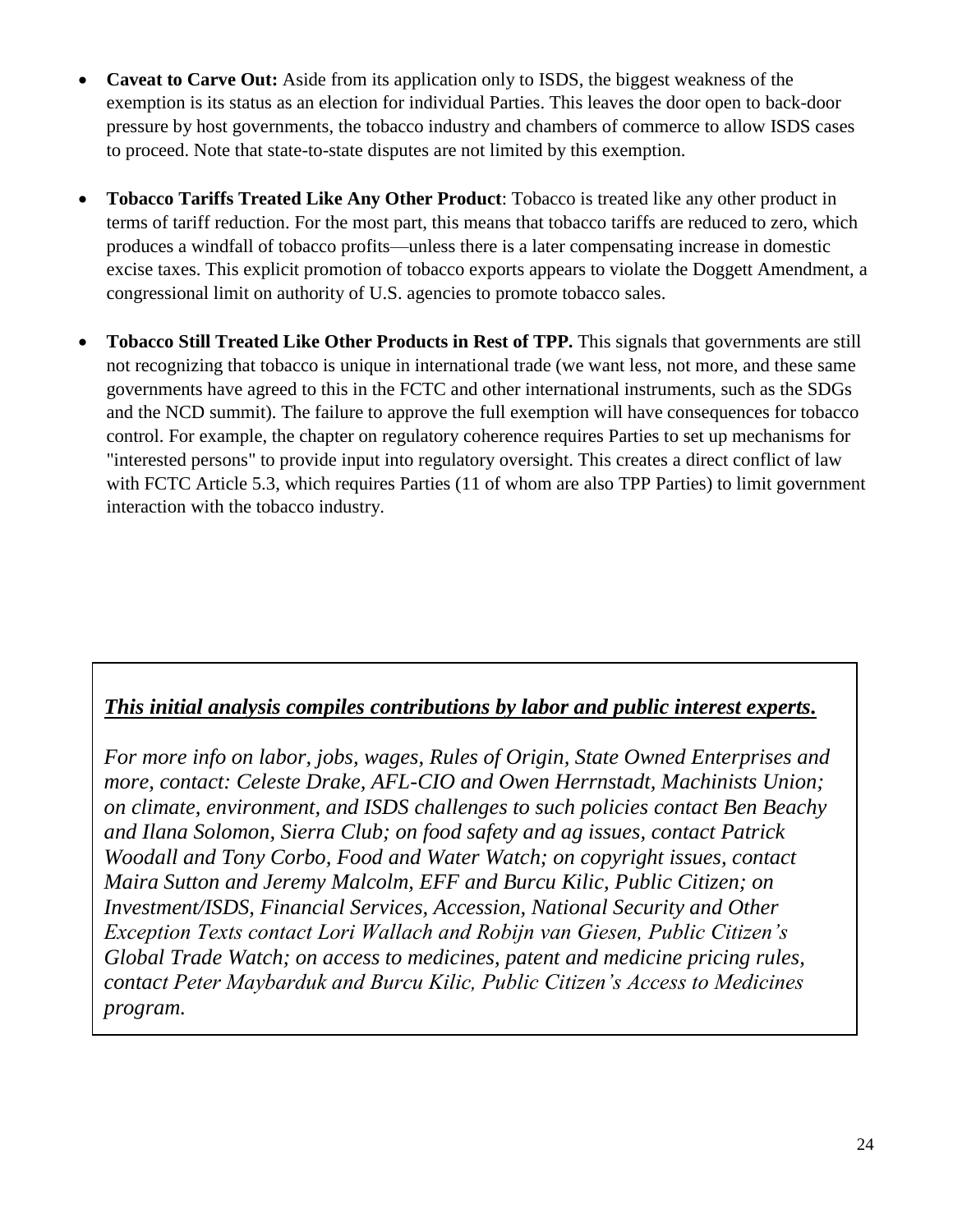- **Caveat to Carve Out:** Aside from its application only to ISDS, the biggest weakness of the exemption is its status as an election for individual Parties. This leaves the door open to back-door pressure by host governments, the tobacco industry and chambers of commerce to allow ISDS cases to proceed. Note that state-to-state disputes are not limited by this exemption.

- **Tobacco Tariffs Treated Like Any Other Product**: Tobacco is treated like any other product in terms of tariff reduction. For the most part, this means that tobacco tariffs are reduced to zero, which produces a windfall of tobacco profits—unless there is a later compensating increase in domestic excise taxes. This explicit promotion of tobacco exports appears to violate the Doggett Amendment, a congressional limit on authority of U.S. agencies to promote tobacco sales.

- **Tobacco Still Treated Like Other Products in Rest of TPP.** This signals that governments are still not recognizing that tobacco is unique in international trade (we want less, not more, and these same governments have agreed to this in the FCTC and other international instruments, such as the SDGs and the NCD summit). The failure to approve the full exemption will have consequences for tobacco control. For example, the chapter on regulatory coherence requires Parties to set up mechanisms for "interested persons" to provide input into regulatory oversight. This creates a direct conflict of law with FCTC Article 5.3, which requires Parties (11 of whom are also TPP Parties) to limit government interaction with the tobacco industry.

***<u>This initial analysis compiles contributions by labor and public interest experts.</u>***

*For more info on labor, jobs, wages, Rules of Origin, State Owned Enterprises and more, contact: Celeste Drake, AFL-CIO and Owen Herrnstadt, Machinists Union; on climate, environment, and ISDS challenges to such policies contact Ben Beachy and Ilana Solomon, Sierra Club; on food safety and ag issues, contact Patrick Woodall and Tony Corbo, Food and Water Watch; on copyright issues, contact Maira Sutton and Jeremy Malcolm, EFF and Burcu Kilic, Public Citizen; on Investment/ISDS, Financial Services, Accession, National Security and Other Exception Texts contact Lori Wallach and Robijn van Giesen, Public Citizen's Global Trade Watch; on access to medicines, patent and medicine pricing rules, contact Peter Maybarduk and Burcu Kilic, Public Citizen's Access to Medicines program.*